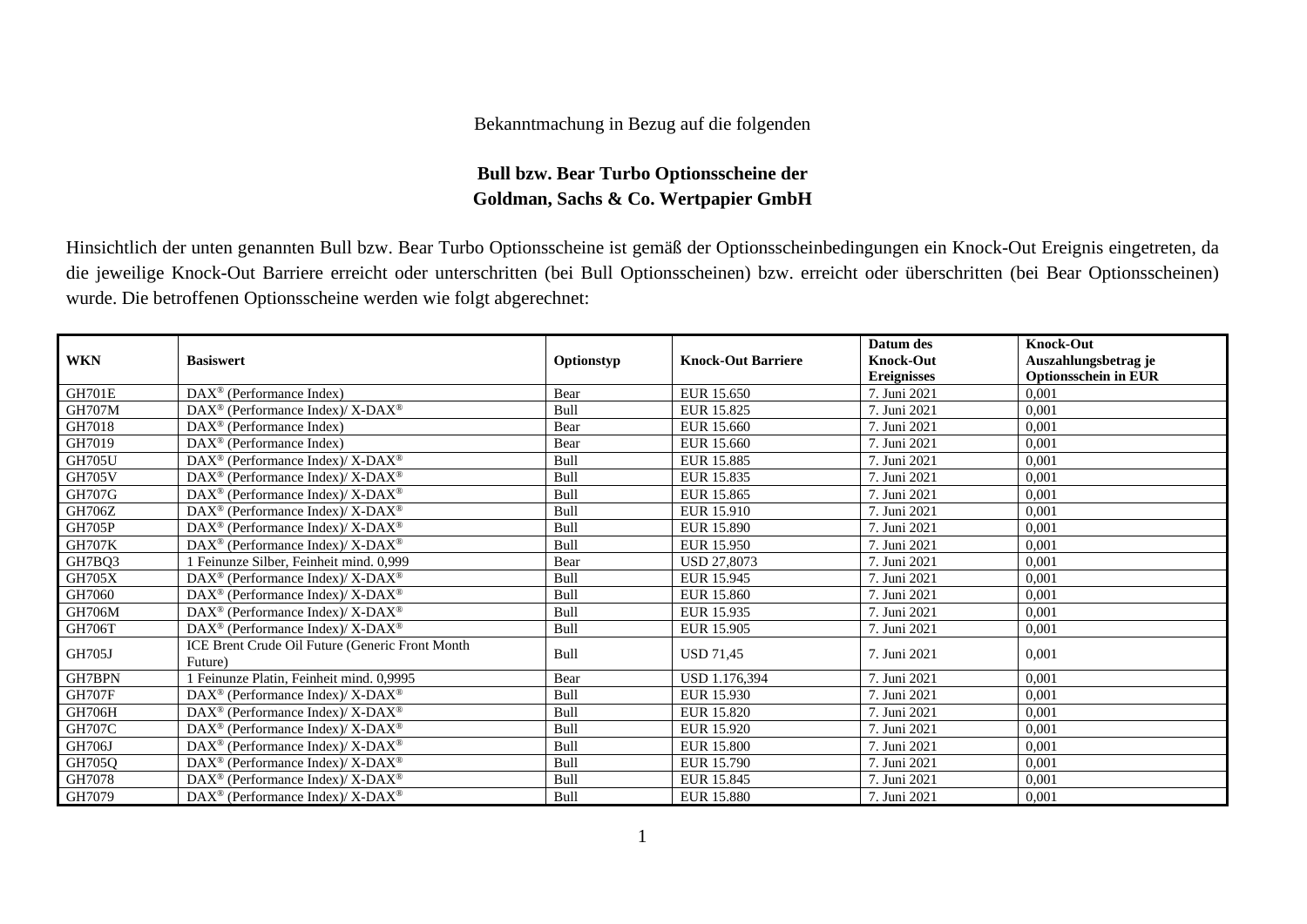Bekanntmachung in Bezug auf die folgenden

## Bull bzw. Bear Turbo Optionsscheine der Goldman, Sachs & Co. Wertpapier GmbH

Hinsichtlich der unten genannten Bull bzw. Bear Turbo Optionsscheine ist gemäß der Optionsscheinbedingungen ein Knock-Out Ereignis eingetreten, da die jeweilige Knock-Out Barriere erreicht oder unterschritten (bei Bull Optionsscheinen) bzw. erreicht oder überschritten (bei Bear Optionsscheinen) wurde. Die betroffenen Optionsscheine werden wie folgt abgerechnet:

| WKN | Basiswert | Optionstyp | Knock-Out Barriere | Datum des Knock-Out Ereignisses | Knock-Out Auszahlungsbetrag je Optionsschein in EUR |
|---|---|---|---|---|---|
| GH701E | DAX® (Performance Index) | Bear | EUR 15.650 | 7. Juni 2021 | 0,001 |
| GH707M | DAX® (Performance Index)/ X-DAX® | Bull | EUR 15.825 | 7. Juni 2021 | 0,001 |
| GH7018 | DAX® (Performance Index) | Bear | EUR 15.660 | 7. Juni 2021 | 0,001 |
| GH7019 | DAX® (Performance Index) | Bear | EUR 15.660 | 7. Juni 2021 | 0,001 |
| GH705U | DAX® (Performance Index)/ X-DAX® | Bull | EUR 15.885 | 7. Juni 2021 | 0,001 |
| GH705V | DAX® (Performance Index)/ X-DAX® | Bull | EUR 15.835 | 7. Juni 2021 | 0,001 |
| GH707G | DAX® (Performance Index)/ X-DAX® | Bull | EUR 15.865 | 7. Juni 2021 | 0,001 |
| GH706Z | DAX® (Performance Index)/ X-DAX® | Bull | EUR 15.910 | 7. Juni 2021 | 0,001 |
| GH705P | DAX® (Performance Index)/ X-DAX® | Bull | EUR 15.890 | 7. Juni 2021 | 0,001 |
| GH707K | DAX® (Performance Index)/ X-DAX® | Bull | EUR 15.950 | 7. Juni 2021 | 0,001 |
| GH7BQ3 | 1 Feinunze Silber, Feinheit mind. 0,999 | Bear | USD 27,8073 | 7. Juni 2021 | 0,001 |
| GH705X | DAX® (Performance Index)/ X-DAX® | Bull | EUR 15.945 | 7. Juni 2021 | 0,001 |
| GH7060 | DAX® (Performance Index)/ X-DAX® | Bull | EUR 15.860 | 7. Juni 2021 | 0,001 |
| GH706M | DAX® (Performance Index)/ X-DAX® | Bull | EUR 15.935 | 7. Juni 2021 | 0,001 |
| GH706T | DAX® (Performance Index)/ X-DAX® | Bull | EUR 15.905 | 7. Juni 2021 | 0,001 |
| GH705J | ICE Brent Crude Oil Future (Generic Front Month Future) | Bull | USD 71,45 | 7. Juni 2021 | 0,001 |
| GH7BPN | 1 Feinunze Platin, Feinheit mind. 0,9995 | Bear | USD 1.176,394 | 7. Juni 2021 | 0,001 |
| GH707F | DAX® (Performance Index)/ X-DAX® | Bull | EUR 15.930 | 7. Juni 2021 | 0,001 |
| GH706H | DAX® (Performance Index)/ X-DAX® | Bull | EUR 15.820 | 7. Juni 2021 | 0,001 |
| GH707C | DAX® (Performance Index)/ X-DAX® | Bull | EUR 15.920 | 7. Juni 2021 | 0,001 |
| GH706J | DAX® (Performance Index)/ X-DAX® | Bull | EUR 15.800 | 7. Juni 2021 | 0,001 |
| GH705Q | DAX® (Performance Index)/ X-DAX® | Bull | EUR 15.790 | 7. Juni 2021 | 0,001 |
| GH7078 | DAX® (Performance Index)/ X-DAX® | Bull | EUR 15.845 | 7. Juni 2021 | 0,001 |
| GH7079 | DAX® (Performance Index)/ X-DAX® | Bull | EUR 15.880 | 7. Juni 2021 | 0,001 |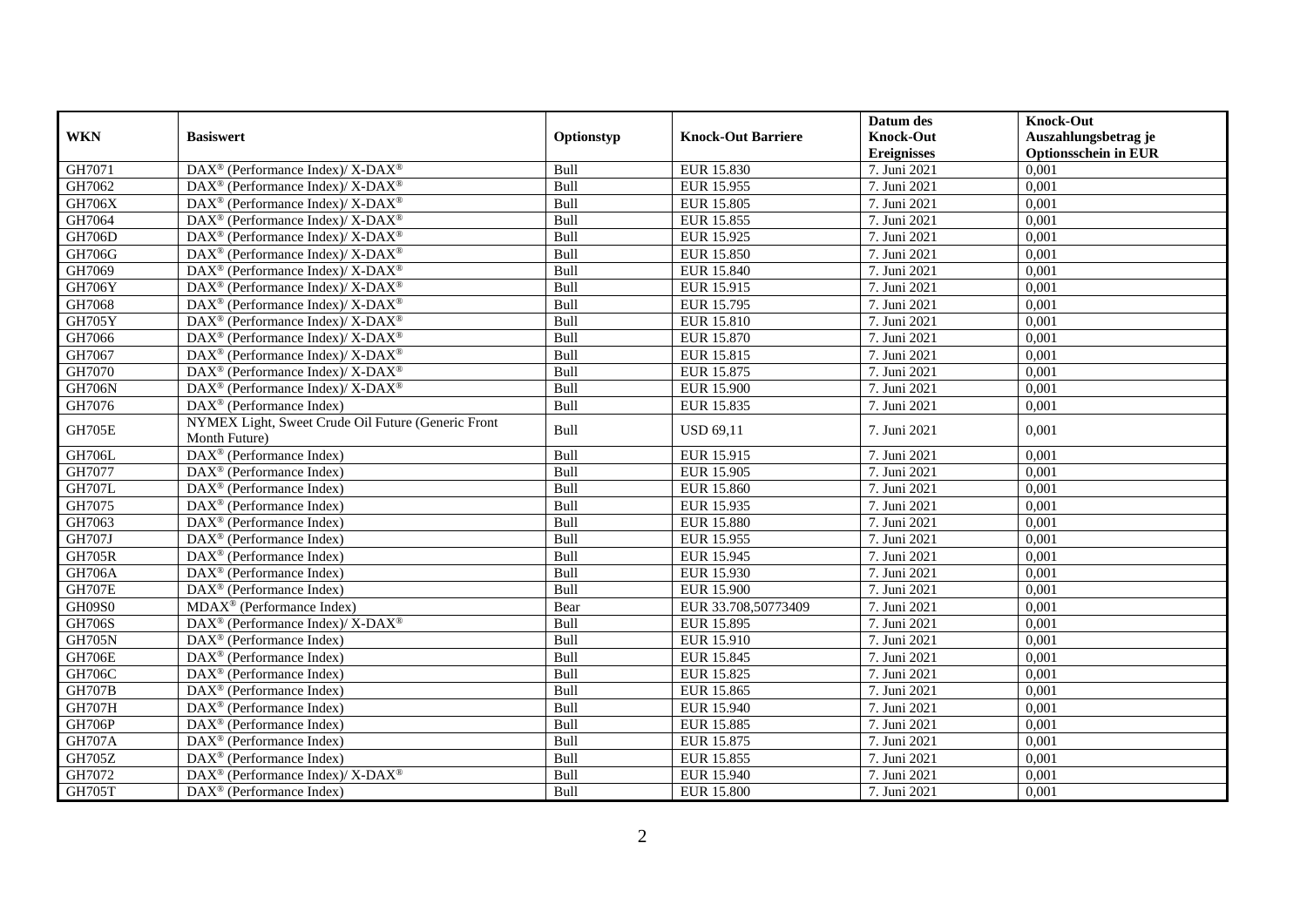| WKN | Basiswert | Optionstyp | Knock-Out Barriere | Datum des Knock-Out Ereignisses | Knock-Out Auszahlungsbetrag je Optionsschein in EUR |
|---|---|---|---|---|---|
| GH7071 | DAX® (Performance Index)/ X-DAX® | Bull | EUR 15.830 | 7. Juni 2021 | 0,001 |
| GH7062 | DAX® (Performance Index)/ X-DAX® | Bull | EUR 15.955 | 7. Juni 2021 | 0,001 |
| GH706X | DAX® (Performance Index)/ X-DAX® | Bull | EUR 15.805 | 7. Juni 2021 | 0,001 |
| GH7064 | DAX® (Performance Index)/ X-DAX® | Bull | EUR 15.855 | 7. Juni 2021 | 0,001 |
| GH706D | DAX® (Performance Index)/ X-DAX® | Bull | EUR 15.925 | 7. Juni 2021 | 0,001 |
| GH706G | DAX® (Performance Index)/ X-DAX® | Bull | EUR 15.850 | 7. Juni 2021 | 0,001 |
| GH7069 | DAX® (Performance Index)/ X-DAX® | Bull | EUR 15.840 | 7. Juni 2021 | 0,001 |
| GH706Y | DAX® (Performance Index)/ X-DAX® | Bull | EUR 15.915 | 7. Juni 2021 | 0,001 |
| GH7068 | DAX® (Performance Index)/ X-DAX® | Bull | EUR 15.795 | 7. Juni 2021 | 0,001 |
| GH705Y | DAX® (Performance Index)/ X-DAX® | Bull | EUR 15.810 | 7. Juni 2021 | 0,001 |
| GH7066 | DAX® (Performance Index)/ X-DAX® | Bull | EUR 15.870 | 7. Juni 2021 | 0,001 |
| GH7067 | DAX® (Performance Index)/ X-DAX® | Bull | EUR 15.815 | 7. Juni 2021 | 0,001 |
| GH7070 | DAX® (Performance Index)/ X-DAX® | Bull | EUR 15.875 | 7. Juni 2021 | 0,001 |
| GH706N | DAX® (Performance Index)/ X-DAX® | Bull | EUR 15.900 | 7. Juni 2021 | 0,001 |
| GH7076 | DAX® (Performance Index) | Bull | EUR 15.835 | 7. Juni 2021 | 0,001 |
| GH705E | NYMEX Light, Sweet Crude Oil Future (Generic Front Month Future) | Bull | USD 69,11 | 7. Juni 2021 | 0,001 |
| GH706L | DAX® (Performance Index) | Bull | EUR 15.915 | 7. Juni 2021 | 0,001 |
| GH7077 | DAX® (Performance Index) | Bull | EUR 15.905 | 7. Juni 2021 | 0,001 |
| GH707L | DAX® (Performance Index) | Bull | EUR 15.860 | 7. Juni 2021 | 0,001 |
| GH7075 | DAX® (Performance Index) | Bull | EUR 15.935 | 7. Juni 2021 | 0,001 |
| GH7063 | DAX® (Performance Index) | Bull | EUR 15.880 | 7. Juni 2021 | 0,001 |
| GH707J | DAX® (Performance Index) | Bull | EUR 15.955 | 7. Juni 2021 | 0,001 |
| GH705R | DAX® (Performance Index) | Bull | EUR 15.945 | 7. Juni 2021 | 0,001 |
| GH706A | DAX® (Performance Index) | Bull | EUR 15.930 | 7. Juni 2021 | 0,001 |
| GH707E | DAX® (Performance Index) | Bull | EUR 15.900 | 7. Juni 2021 | 0,001 |
| GH09S0 | MDAX® (Performance Index) | Bear | EUR 33.708,50773409 | 7. Juni 2021 | 0,001 |
| GH706S | DAX® (Performance Index)/ X-DAX® | Bull | EUR 15.895 | 7. Juni 2021 | 0,001 |
| GH705N | DAX® (Performance Index) | Bull | EUR 15.910 | 7. Juni 2021 | 0,001 |
| GH706E | DAX® (Performance Index) | Bull | EUR 15.845 | 7. Juni 2021 | 0,001 |
| GH706C | DAX® (Performance Index) | Bull | EUR 15.825 | 7. Juni 2021 | 0,001 |
| GH707B | DAX® (Performance Index) | Bull | EUR 15.865 | 7. Juni 2021 | 0,001 |
| GH707H | DAX® (Performance Index) | Bull | EUR 15.940 | 7. Juni 2021 | 0,001 |
| GH706P | DAX® (Performance Index) | Bull | EUR 15.885 | 7. Juni 2021 | 0,001 |
| GH707A | DAX® (Performance Index) | Bull | EUR 15.875 | 7. Juni 2021 | 0,001 |
| GH705Z | DAX® (Performance Index) | Bull | EUR 15.855 | 7. Juni 2021 | 0,001 |
| GH7072 | DAX® (Performance Index)/ X-DAX® | Bull | EUR 15.940 | 7. Juni 2021 | 0,001 |
| GH705T | DAX® (Performance Index) | Bull | EUR 15.800 | 7. Juni 2021 | 0,001 |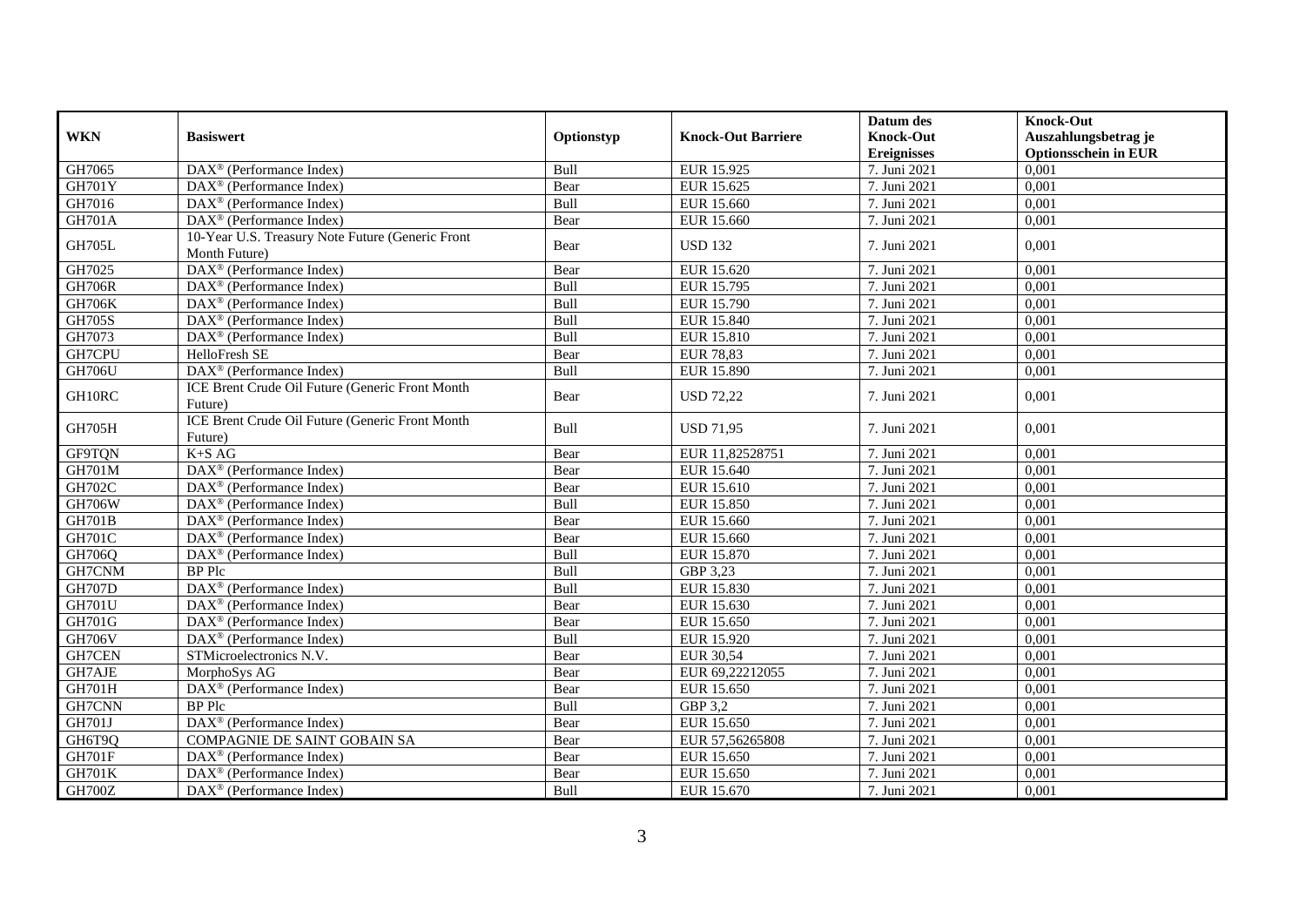| WKN | Basiswert | Optionstyp | Knock-Out Barriere | Datum des Knock-Out Ereignisses | Knock-Out Auszahlungsbetrag je Optionsschein in EUR |
|---|---|---|---|---|---|
| GH7065 | DAX® (Performance Index) | Bull | EUR 15.925 | 7. Juni 2021 | 0,001 |
| GH701Y | DAX® (Performance Index) | Bear | EUR 15.625 | 7. Juni 2021 | 0,001 |
| GH7016 | DAX® (Performance Index) | Bull | EUR 15.660 | 7. Juni 2021 | 0,001 |
| GH701A | DAX® (Performance Index) | Bear | EUR 15.660 | 7. Juni 2021 | 0,001 |
| GH705L | 10-Year U.S. Treasury Note Future (Generic Front Month Future) | Bear | USD 132 | 7. Juni 2021 | 0,001 |
| GH7025 | DAX® (Performance Index) | Bear | EUR 15.620 | 7. Juni 2021 | 0,001 |
| GH706R | DAX® (Performance Index) | Bull | EUR 15.795 | 7. Juni 2021 | 0,001 |
| GH706K | DAX® (Performance Index) | Bull | EUR 15.790 | 7. Juni 2021 | 0,001 |
| GH705S | DAX® (Performance Index) | Bull | EUR 15.840 | 7. Juni 2021 | 0,001 |
| GH7073 | DAX® (Performance Index) | Bull | EUR 15.810 | 7. Juni 2021 | 0,001 |
| GH7CPU | HelloFresh SE | Bear | EUR 78,83 | 7. Juni 2021 | 0,001 |
| GH706U | DAX® (Performance Index) | Bull | EUR 15.890 | 7. Juni 2021 | 0,001 |
| GH10RC | ICE Brent Crude Oil Future (Generic Front Month Future) | Bear | USD 72,22 | 7. Juni 2021 | 0,001 |
| GH705H | ICE Brent Crude Oil Future (Generic Front Month Future) | Bull | USD 71,95 | 7. Juni 2021 | 0,001 |
| GF9TQN | K+S AG | Bear | EUR 11,82528751 | 7. Juni 2021 | 0,001 |
| GH701M | DAX® (Performance Index) | Bear | EUR 15.640 | 7. Juni 2021 | 0,001 |
| GH702C | DAX® (Performance Index) | Bear | EUR 15.610 | 7. Juni 2021 | 0,001 |
| GH706W | DAX® (Performance Index) | Bull | EUR 15.850 | 7. Juni 2021 | 0,001 |
| GH701B | DAX® (Performance Index) | Bear | EUR 15.660 | 7. Juni 2021 | 0,001 |
| GH701C | DAX® (Performance Index) | Bear | EUR 15.660 | 7. Juni 2021 | 0,001 |
| GH706Q | DAX® (Performance Index) | Bull | EUR 15.870 | 7. Juni 2021 | 0,001 |
| GH7CNM | BP Plc | Bull | GBP 3,23 | 7. Juni 2021 | 0,001 |
| GH707D | DAX® (Performance Index) | Bull | EUR 15.830 | 7. Juni 2021 | 0,001 |
| GH701U | DAX® (Performance Index) | Bear | EUR 15.630 | 7. Juni 2021 | 0,001 |
| GH701G | DAX® (Performance Index) | Bear | EUR 15.650 | 7. Juni 2021 | 0,001 |
| GH706V | DAX® (Performance Index) | Bull | EUR 15.920 | 7. Juni 2021 | 0,001 |
| GH7CEN | STMicroelectronics N.V. | Bear | EUR 30,54 | 7. Juni 2021 | 0,001 |
| GH7AJE | MorphoSys AG | Bear | EUR 69,22212055 | 7. Juni 2021 | 0,001 |
| GH701H | DAX® (Performance Index) | Bear | EUR 15.650 | 7. Juni 2021 | 0,001 |
| GH7CNN | BP Plc | Bull | GBP 3,2 | 7. Juni 2021 | 0,001 |
| GH701J | DAX® (Performance Index) | Bear | EUR 15.650 | 7. Juni 2021 | 0,001 |
| GH6T9Q | COMPAGNIE DE SAINT GOBAIN SA | Bear | EUR 57,56265808 | 7. Juni 2021 | 0,001 |
| GH701F | DAX® (Performance Index) | Bear | EUR 15.650 | 7. Juni 2021 | 0,001 |
| GH701K | DAX® (Performance Index) | Bear | EUR 15.650 | 7. Juni 2021 | 0,001 |
| GH700Z | DAX® (Performance Index) | Bull | EUR 15.670 | 7. Juni 2021 | 0,001 |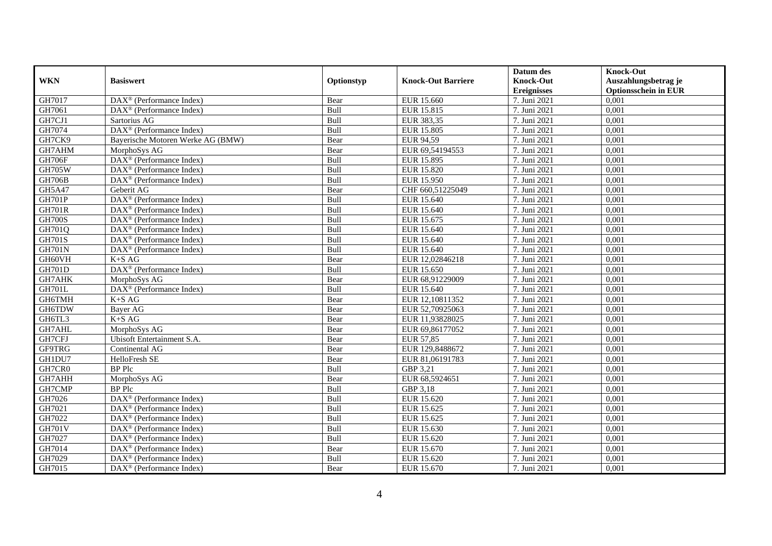| WKN | Basiswert | Optionstyp | Knock-Out Barriere | Datum des Knock-Out Ereignisses | Knock-Out Auszahlungsbetrag je Optionsschein in EUR |
|---|---|---|---|---|---|
| GH7017 | DAX® (Performance Index) | Bear | EUR 15.660 | 7. Juni 2021 | 0,001 |
| GH7061 | DAX® (Performance Index) | Bull | EUR 15.815 | 7. Juni 2021 | 0,001 |
| GH7CJ1 | Sartorius AG | Bull | EUR 383,35 | 7. Juni 2021 | 0,001 |
| GH7074 | DAX® (Performance Index) | Bull | EUR 15.805 | 7. Juni 2021 | 0,001 |
| GH7CK9 | Bayerische Motoren Werke AG (BMW) | Bear | EUR 94,59 | 7. Juni 2021 | 0,001 |
| GH7AHM | MorphoSys AG | Bear | EUR 69,54194553 | 7. Juni 2021 | 0,001 |
| GH706F | DAX® (Performance Index) | Bull | EUR 15.895 | 7. Juni 2021 | 0,001 |
| GH705W | DAX® (Performance Index) | Bull | EUR 15.820 | 7. Juni 2021 | 0,001 |
| GH706B | DAX® (Performance Index) | Bull | EUR 15.950 | 7. Juni 2021 | 0,001 |
| GH5A47 | Geberit AG | Bear | CHF 660,51225049 | 7. Juni 2021 | 0,001 |
| GH701P | DAX® (Performance Index) | Bull | EUR 15.640 | 7. Juni 2021 | 0,001 |
| GH701R | DAX® (Performance Index) | Bull | EUR 15.640 | 7. Juni 2021 | 0,001 |
| GH700S | DAX® (Performance Index) | Bull | EUR 15.675 | 7. Juni 2021 | 0,001 |
| GH701Q | DAX® (Performance Index) | Bull | EUR 15.640 | 7. Juni 2021 | 0,001 |
| GH701S | DAX® (Performance Index) | Bull | EUR 15.640 | 7. Juni 2021 | 0,001 |
| GH701N | DAX® (Performance Index) | Bull | EUR 15.640 | 7. Juni 2021 | 0,001 |
| GH60VH | K+S AG | Bear | EUR 12,02846218 | 7. Juni 2021 | 0,001 |
| GH701D | DAX® (Performance Index) | Bull | EUR 15.650 | 7. Juni 2021 | 0,001 |
| GH7AHK | MorphoSys AG | Bear | EUR 68,91229009 | 7. Juni 2021 | 0,001 |
| GH701L | DAX® (Performance Index) | Bull | EUR 15.640 | 7. Juni 2021 | 0,001 |
| GH6TMH | K+S AG | Bear | EUR 12,10811352 | 7. Juni 2021 | 0,001 |
| GH6TDW | Bayer AG | Bear | EUR 52,70925063 | 7. Juni 2021 | 0,001 |
| GH6TL3 | K+S AG | Bear | EUR 11,93828025 | 7. Juni 2021 | 0,001 |
| GH7AHL | MorphoSys AG | Bear | EUR 69,86177052 | 7. Juni 2021 | 0,001 |
| GH7CFJ | Ubisoft Entertainment S.A. | Bear | EUR 57,85 | 7. Juni 2021 | 0,001 |
| GF9TRG | Continental AG | Bear | EUR 129,8488672 | 7. Juni 2021 | 0,001 |
| GH1DU7 | HelloFresh SE | Bear | EUR 81,06191783 | 7. Juni 2021 | 0,001 |
| GH7CR0 | BP Plc | Bull | GBP 3,21 | 7. Juni 2021 | 0,001 |
| GH7AHH | MorphoSys AG | Bear | EUR 68,5924651 | 7. Juni 2021 | 0,001 |
| GH7CMP | BP Plc | Bull | GBP 3,18 | 7. Juni 2021 | 0,001 |
| GH7026 | DAX® (Performance Index) | Bull | EUR 15.620 | 7. Juni 2021 | 0,001 |
| GH7021 | DAX® (Performance Index) | Bull | EUR 15.625 | 7. Juni 2021 | 0,001 |
| GH7022 | DAX® (Performance Index) | Bull | EUR 15.625 | 7. Juni 2021 | 0,001 |
| GH701V | DAX® (Performance Index) | Bull | EUR 15.630 | 7. Juni 2021 | 0,001 |
| GH7027 | DAX® (Performance Index) | Bull | EUR 15.620 | 7. Juni 2021 | 0,001 |
| GH7014 | DAX® (Performance Index) | Bear | EUR 15.670 | 7. Juni 2021 | 0,001 |
| GH7029 | DAX® (Performance Index) | Bull | EUR 15.620 | 7. Juni 2021 | 0,001 |
| GH7015 | DAX® (Performance Index) | Bear | EUR 15.670 | 7. Juni 2021 | 0,001 |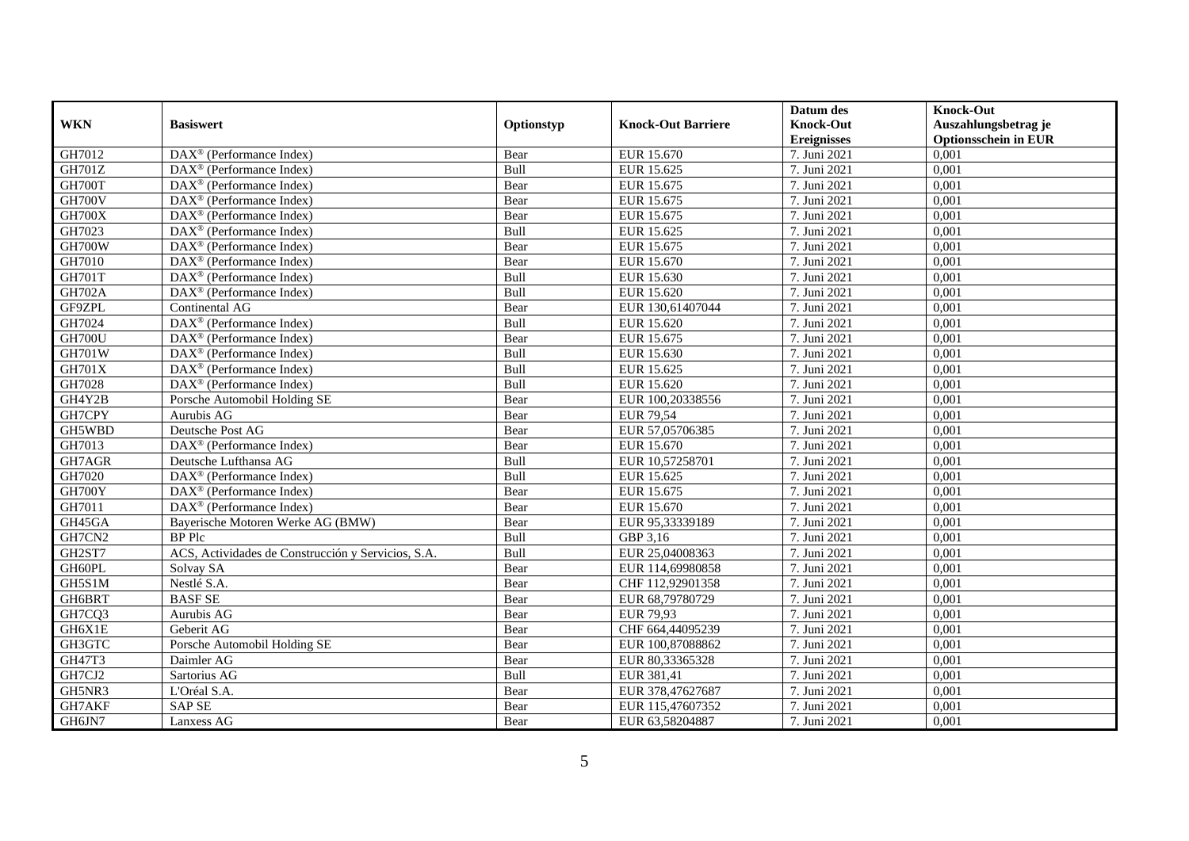| WKN | Basiswert | Optionstyp | Knock-Out Barriere | Datum des Knock-Out Ereignisses | Knock-Out Auszahlungsbetrag je Optionsschein in EUR |
|---|---|---|---|---|---|
| GH7012 | DAX® (Performance Index) | Bear | EUR 15.670 | 7. Juni 2021 | 0,001 |
| GH701Z | DAX® (Performance Index) | Bull | EUR 15.625 | 7. Juni 2021 | 0,001 |
| GH700T | DAX® (Performance Index) | Bear | EUR 15.675 | 7. Juni 2021 | 0,001 |
| GH700V | DAX® (Performance Index) | Bear | EUR 15.675 | 7. Juni 2021 | 0,001 |
| GH700X | DAX® (Performance Index) | Bear | EUR 15.675 | 7. Juni 2021 | 0,001 |
| GH7023 | DAX® (Performance Index) | Bull | EUR 15.625 | 7. Juni 2021 | 0,001 |
| GH700W | DAX® (Performance Index) | Bear | EUR 15.675 | 7. Juni 2021 | 0,001 |
| GH7010 | DAX® (Performance Index) | Bear | EUR 15.670 | 7. Juni 2021 | 0,001 |
| GH701T | DAX® (Performance Index) | Bull | EUR 15.630 | 7. Juni 2021 | 0,001 |
| GH702A | DAX® (Performance Index) | Bull | EUR 15.620 | 7. Juni 2021 | 0,001 |
| GF9ZPL | Continental AG | Bear | EUR 130,61407044 | 7. Juni 2021 | 0,001 |
| GH7024 | DAX® (Performance Index) | Bull | EUR 15.620 | 7. Juni 2021 | 0,001 |
| GH700U | DAX® (Performance Index) | Bear | EUR 15.675 | 7. Juni 2021 | 0,001 |
| GH701W | DAX® (Performance Index) | Bull | EUR 15.630 | 7. Juni 2021 | 0,001 |
| GH701X | DAX® (Performance Index) | Bull | EUR 15.625 | 7. Juni 2021 | 0,001 |
| GH7028 | DAX® (Performance Index) | Bull | EUR 15.620 | 7. Juni 2021 | 0,001 |
| GH4Y2B | Porsche Automobil Holding SE | Bear | EUR 100,20338556 | 7. Juni 2021 | 0,001 |
| GH7CPY | Aurubis AG | Bear | EUR 79,54 | 7. Juni 2021 | 0,001 |
| GH5WBD | Deutsche Post AG | Bear | EUR 57,05706385 | 7. Juni 2021 | 0,001 |
| GH7013 | DAX® (Performance Index) | Bear | EUR 15.670 | 7. Juni 2021 | 0,001 |
| GH7AGR | Deutsche Lufthansa AG | Bull | EUR 10,57258701 | 7. Juni 2021 | 0,001 |
| GH7020 | DAX® (Performance Index) | Bull | EUR 15.625 | 7. Juni 2021 | 0,001 |
| GH700Y | DAX® (Performance Index) | Bear | EUR 15.675 | 7. Juni 2021 | 0,001 |
| GH7011 | DAX® (Performance Index) | Bear | EUR 15.670 | 7. Juni 2021 | 0,001 |
| GH45GA | Bayerische Motoren Werke AG (BMW) | Bear | EUR 95,33339189 | 7. Juni 2021 | 0,001 |
| GH7CN2 | BP Plc | Bull | GBP 3,16 | 7. Juni 2021 | 0,001 |
| GH2ST7 | ACS, Actividades de Construcción y Servicios, S.A. | Bull | EUR 25,04008363 | 7. Juni 2021 | 0,001 |
| GH60PL | Solvay SA | Bear | EUR 114,69980858 | 7. Juni 2021 | 0,001 |
| GH5S1M | Nestlé S.A. | Bear | CHF 112,92901358 | 7. Juni 2021 | 0,001 |
| GH6BRT | BASF SE | Bear | EUR 68,79780729 | 7. Juni 2021 | 0,001 |
| GH7CQ3 | Aurubis AG | Bear | EUR 79,93 | 7. Juni 2021 | 0,001 |
| GH6X1E | Geberit AG | Bear | CHF 664,44095239 | 7. Juni 2021 | 0,001 |
| GH3GTC | Porsche Automobil Holding SE | Bear | EUR 100,87088862 | 7. Juni 2021 | 0,001 |
| GH47T3 | Daimler AG | Bear | EUR 80,33365328 | 7. Juni 2021 | 0,001 |
| GH7CJ2 | Sartorius AG | Bull | EUR 381,41 | 7. Juni 2021 | 0,001 |
| GH5NR3 | L'Oréal S.A. | Bear | EUR 378,47627687 | 7. Juni 2021 | 0,001 |
| GH7AKF | SAP SE | Bear | EUR 115,47607352 | 7. Juni 2021 | 0,001 |
| GH6JN7 | Lanxess AG | Bear | EUR 63,58204887 | 7. Juni 2021 | 0,001 |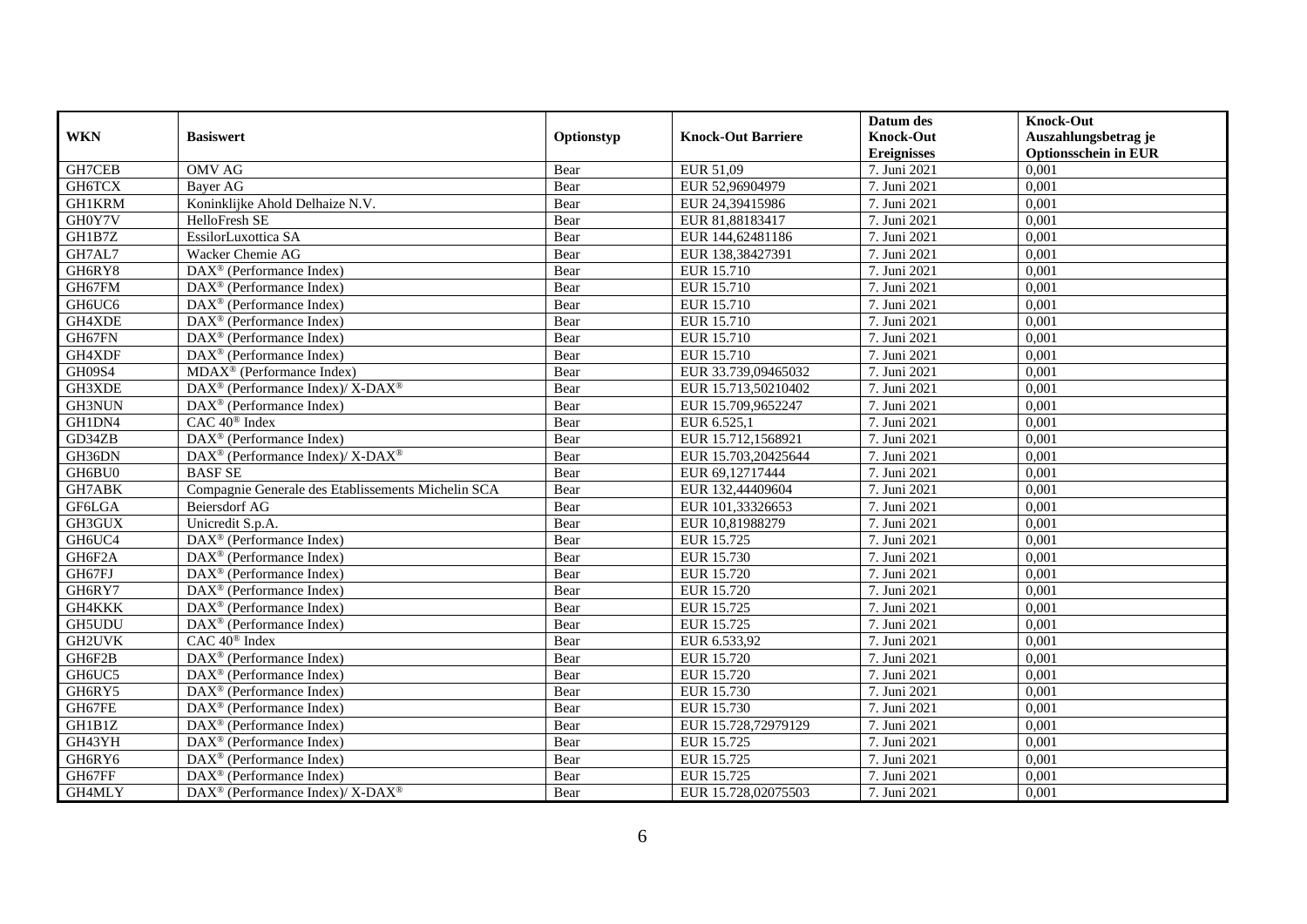| WKN | Basiswert | Optionstyp | Knock-Out Barriere | Datum des Knock-Out Ereignisses | Knock-Out Auszahlungsbetrag je Optionsschein in EUR |
|---|---|---|---|---|---|
| GH7CEB | OMV AG | Bear | EUR 51,09 | 7. Juni 2021 | 0,001 |
| GH6TCX | Bayer AG | Bear | EUR 52,96904979 | 7. Juni 2021 | 0,001 |
| GH1KRM | Koninklijke Ahold Delhaize N.V. | Bear | EUR 24,39415986 | 7. Juni 2021 | 0,001 |
| GH0Y7V | HelloFresh SE | Bear | EUR 81,88183417 | 7. Juni 2021 | 0,001 |
| GH1B7Z | EssilorLuxottica SA | Bear | EUR 144,62481186 | 7. Juni 2021 | 0,001 |
| GH7AL7 | Wacker Chemie AG | Bear | EUR 138,38427391 | 7. Juni 2021 | 0,001 |
| GH6RY8 | DAX® (Performance Index) | Bear | EUR 15.710 | 7. Juni 2021 | 0,001 |
| GH67FM | DAX® (Performance Index) | Bear | EUR 15.710 | 7. Juni 2021 | 0,001 |
| GH6UC6 | DAX® (Performance Index) | Bear | EUR 15.710 | 7. Juni 2021 | 0,001 |
| GH4XDE | DAX® (Performance Index) | Bear | EUR 15.710 | 7. Juni 2021 | 0,001 |
| GH67FN | DAX® (Performance Index) | Bear | EUR 15.710 | 7. Juni 2021 | 0,001 |
| GH4XDF | DAX® (Performance Index) | Bear | EUR 15.710 | 7. Juni 2021 | 0,001 |
| GH09S4 | MDAX® (Performance Index) | Bear | EUR 33.739,09465032 | 7. Juni 2021 | 0,001 |
| GH3XDE | DAX® (Performance Index)/ X-DAX® | Bear | EUR 15.713,50210402 | 7. Juni 2021 | 0,001 |
| GH3NUN | DAX® (Performance Index) | Bear | EUR 15.709,9652247 | 7. Juni 2021 | 0,001 |
| GH1DN4 | CAC 40® Index | Bear | EUR 6.525,1 | 7. Juni 2021 | 0,001 |
| GD34ZB | DAX® (Performance Index) | Bear | EUR 15.712,1568921 | 7. Juni 2021 | 0,001 |
| GH36DN | DAX® (Performance Index)/ X-DAX® | Bear | EUR 15.703,20425644 | 7. Juni 2021 | 0,001 |
| GH6BU0 | BASF SE | Bear | EUR 69,12717444 | 7. Juni 2021 | 0,001 |
| GH7ABK | Compagnie Generale des Etablissements Michelin SCA | Bear | EUR 132,44409604 | 7. Juni 2021 | 0,001 |
| GF6LGA | Beiersdorf AG | Bear | EUR 101,33326653 | 7. Juni 2021 | 0,001 |
| GH3GUX | Unicredit S.p.A. | Bear | EUR 10,81988279 | 7. Juni 2021 | 0,001 |
| GH6UC4 | DAX® (Performance Index) | Bear | EUR 15.725 | 7. Juni 2021 | 0,001 |
| GH6F2A | DAX® (Performance Index) | Bear | EUR 15.730 | 7. Juni 2021 | 0,001 |
| GH67FJ | DAX® (Performance Index) | Bear | EUR 15.720 | 7. Juni 2021 | 0,001 |
| GH6RY7 | DAX® (Performance Index) | Bear | EUR 15.720 | 7. Juni 2021 | 0,001 |
| GH4KKK | DAX® (Performance Index) | Bear | EUR 15.725 | 7. Juni 2021 | 0,001 |
| GH5UDU | DAX® (Performance Index) | Bear | EUR 15.725 | 7. Juni 2021 | 0,001 |
| GH2UVK | CAC 40® Index | Bear | EUR 6.533,92 | 7. Juni 2021 | 0,001 |
| GH6F2B | DAX® (Performance Index) | Bear | EUR 15.720 | 7. Juni 2021 | 0,001 |
| GH6UC5 | DAX® (Performance Index) | Bear | EUR 15.720 | 7. Juni 2021 | 0,001 |
| GH6RY5 | DAX® (Performance Index) | Bear | EUR 15.730 | 7. Juni 2021 | 0,001 |
| GH67FE | DAX® (Performance Index) | Bear | EUR 15.730 | 7. Juni 2021 | 0,001 |
| GH1B1Z | DAX® (Performance Index) | Bear | EUR 15.728,72979129 | 7. Juni 2021 | 0,001 |
| GH43YH | DAX® (Performance Index) | Bear | EUR 15.725 | 7. Juni 2021 | 0,001 |
| GH6RY6 | DAX® (Performance Index) | Bear | EUR 15.725 | 7. Juni 2021 | 0,001 |
| GH67FF | DAX® (Performance Index) | Bear | EUR 15.725 | 7. Juni 2021 | 0,001 |
| GH4MLY | DAX® (Performance Index)/ X-DAX® | Bear | EUR 15.728,02075503 | 7. Juni 2021 | 0,001 |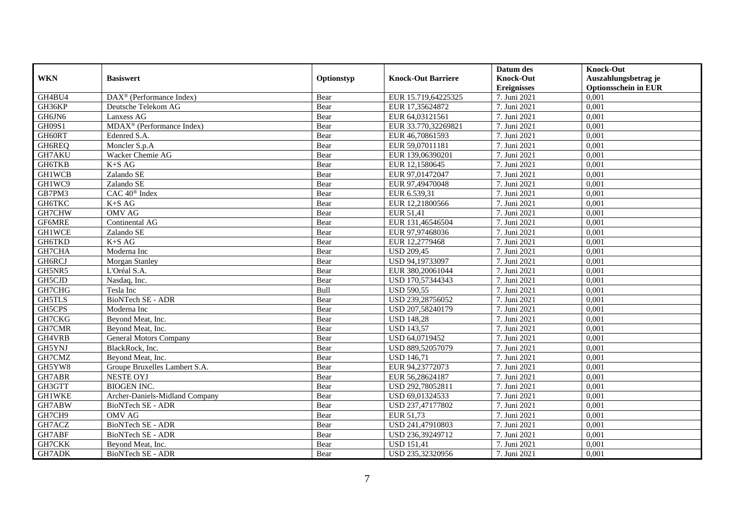| WKN | Basiswert | Optionstyp | Knock-Out Barriere | Datum des Knock-Out Ereignisses | Knock-Out Auszahlungsbetrag je Optionsschein in EUR |
|---|---|---|---|---|---|
| GH4BU4 | DAX® (Performance Index) | Bear | EUR 15.719,64225325 | 7. Juni 2021 | 0,001 |
| GH36KP | Deutsche Telekom AG | Bear | EUR 17,35624872 | 7. Juni 2021 | 0,001 |
| GH6JN6 | Lanxess AG | Bear | EUR 64,03121561 | 7. Juni 2021 | 0,001 |
| GH09S1 | MDAX® (Performance Index) | Bear | EUR 33.770,32269821 | 7. Juni 2021 | 0,001 |
| GH60RT | Edenred S.A. | Bear | EUR 46,70861593 | 7. Juni 2021 | 0,001 |
| GH6REQ | Moncler S.p.A | Bear | EUR 59,07011181 | 7. Juni 2021 | 0,001 |
| GH7AKU | Wacker Chemie AG | Bear | EUR 139,06390201 | 7. Juni 2021 | 0,001 |
| GH6TKB | K+S AG | Bear | EUR 12,1580645 | 7. Juni 2021 | 0,001 |
| GH1WCB | Zalando SE | Bear | EUR 97,01472047 | 7. Juni 2021 | 0,001 |
| GH1WC9 | Zalando SE | Bear | EUR 97,49470048 | 7. Juni 2021 | 0,001 |
| GB7PM3 | CAC 40® Index | Bear | EUR 6.539,31 | 7. Juni 2021 | 0,001 |
| GH6TKC | K+S AG | Bear | EUR 12,21800566 | 7. Juni 2021 | 0,001 |
| GH7CHW | OMV AG | Bear | EUR 51,41 | 7. Juni 2021 | 0,001 |
| GF6MRE | Continental AG | Bear | EUR 131,46546504 | 7. Juni 2021 | 0,001 |
| GH1WCE | Zalando SE | Bear | EUR 97,97468036 | 7. Juni 2021 | 0,001 |
| GH6TKD | K+S AG | Bear | EUR 12,2779468 | 7. Juni 2021 | 0,001 |
| GH7CHA | Moderna Inc | Bear | USD 209,45 | 7. Juni 2021 | 0,001 |
| GH6RCJ | Morgan Stanley | Bear | USD 94,19733097 | 7. Juni 2021 | 0,001 |
| GH5NR5 | L'Oréal S.A. | Bear | EUR 380,20061044 | 7. Juni 2021 | 0,001 |
| GH5CJD | Nasdaq, Inc. | Bear | USD 170,57344343 | 7. Juni 2021 | 0,001 |
| GH7CHG | Tesla Inc | Bull | USD 590,55 | 7. Juni 2021 | 0,001 |
| GH5TLS | BioNTech SE - ADR | Bear | USD 239,28756052 | 7. Juni 2021 | 0,001 |
| GH5CPS | Moderna Inc | Bear | USD 207,58240179 | 7. Juni 2021 | 0,001 |
| GH7CKG | Beyond Meat, Inc. | Bear | USD 148,28 | 7. Juni 2021 | 0,001 |
| GH7CMR | Beyond Meat, Inc. | Bear | USD 143,57 | 7. Juni 2021 | 0,001 |
| GH4VRB | General Motors Company | Bear | USD 64,0719452 | 7. Juni 2021 | 0,001 |
| GH5YNJ | BlackRock, Inc. | Bear | USD 889,52057079 | 7. Juni 2021 | 0,001 |
| GH7CMZ | Beyond Meat, Inc. | Bear | USD 146,71 | 7. Juni 2021 | 0,001 |
| GH5YW8 | Groupe Bruxelles Lambert S.A. | Bear | EUR 94,23772073 | 7. Juni 2021 | 0,001 |
| GH7ABR | NESTE OYJ | Bear | EUR 56,28624187 | 7. Juni 2021 | 0,001 |
| GH3GTT | BIOGEN INC. | Bear | USD 292,78052811 | 7. Juni 2021 | 0,001 |
| GH1WKE | Archer-Daniels-Midland Company | Bear | USD 69,01324533 | 7. Juni 2021 | 0,001 |
| GH7ABW | BioNTech SE - ADR | Bear | USD 237,47177802 | 7. Juni 2021 | 0,001 |
| GH7CH9 | OMV AG | Bear | EUR 51,73 | 7. Juni 2021 | 0,001 |
| GH7ACZ | BioNTech SE - ADR | Bear | USD 241,47910803 | 7. Juni 2021 | 0,001 |
| GH7ABF | BioNTech SE - ADR | Bear | USD 236,39249712 | 7. Juni 2021 | 0,001 |
| GH7CKK | Beyond Meat, Inc. | Bear | USD 151,41 | 7. Juni 2021 | 0,001 |
| GH7ADK | BioNTech SE - ADR | Bear | USD 235,32320956 | 7. Juni 2021 | 0,001 |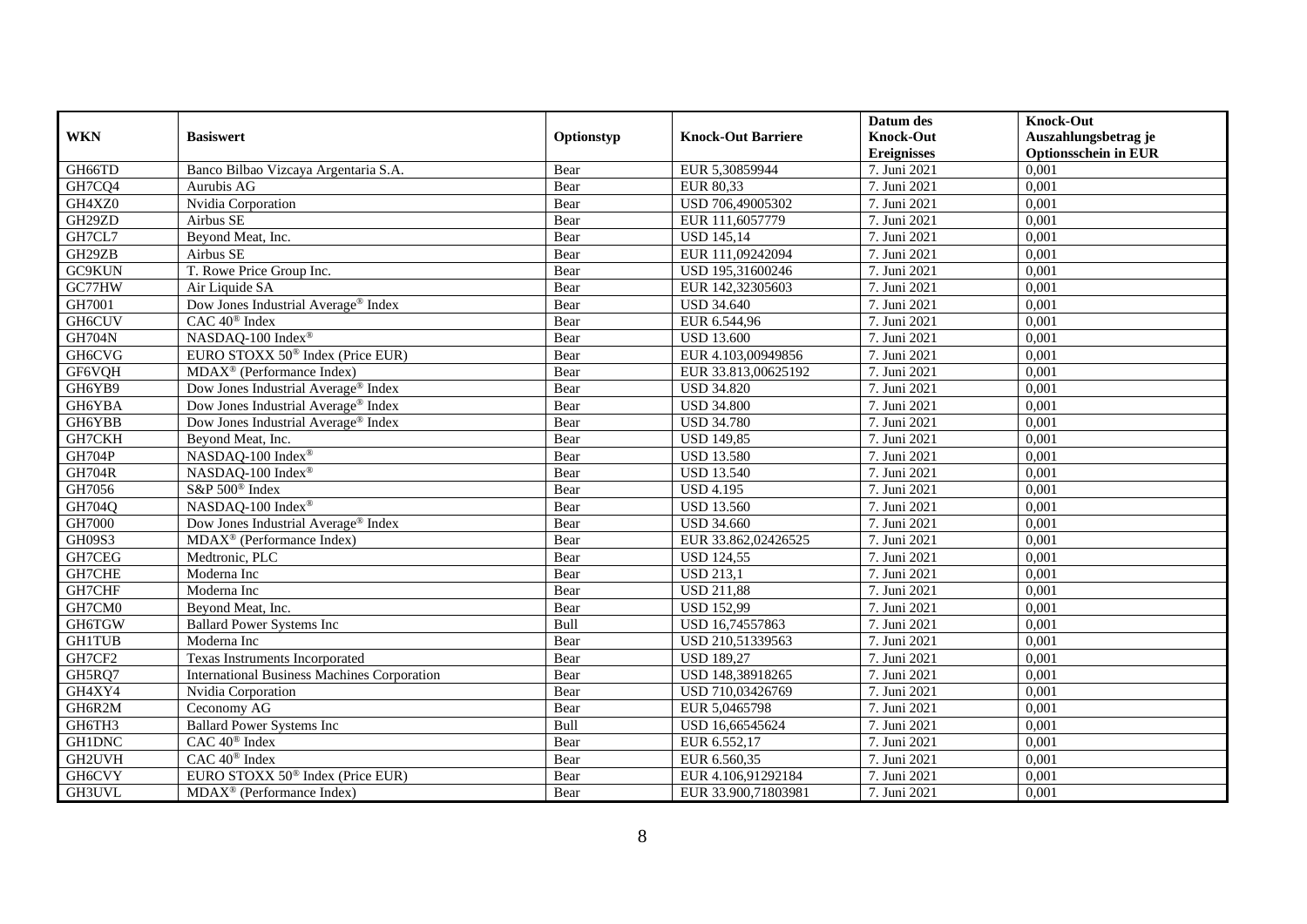| WKN | Basiswert | Optionstyp | Knock-Out Barriere | Datum des Knock-Out Ereignisses | Knock-Out Auszahlungsbetrag je Optionsschein in EUR |
|---|---|---|---|---|---|
| GH66TD | Banco Bilbao Vizcaya Argentaria S.A. | Bear | EUR 5,30859944 | 7. Juni 2021 | 0,001 |
| GH7CQ4 | Aurubis AG | Bear | EUR 80,33 | 7. Juni 2021 | 0,001 |
| GH4XZ0 | Nvidia Corporation | Bear | USD 706,49005302 | 7. Juni 2021 | 0,001 |
| GH29ZD | Airbus SE | Bear | EUR 111,6057779 | 7. Juni 2021 | 0,001 |
| GH7CL7 | Beyond Meat, Inc. | Bear | USD 145,14 | 7. Juni 2021 | 0,001 |
| GH29ZB | Airbus SE | Bear | EUR 111,09242094 | 7. Juni 2021 | 0,001 |
| GC9KUN | T. Rowe Price Group Inc. | Bear | USD 195,31600246 | 7. Juni 2021 | 0,001 |
| GC77HW | Air Liquide SA | Bear | EUR 142,32305603 | 7. Juni 2021 | 0,001 |
| GH7001 | Dow Jones Industrial Average® Index | Bear | USD 34.640 | 7. Juni 2021 | 0,001 |
| GH6CUV | CAC 40® Index | Bear | EUR 6.544,96 | 7. Juni 2021 | 0,001 |
| GH704N | NASDAQ-100 Index® | Bear | USD 13.600 | 7. Juni 2021 | 0,001 |
| GH6CVG | EURO STOXX 50® Index (Price EUR) | Bear | EUR 4.103,00949856 | 7. Juni 2021 | 0,001 |
| GF6VQH | MDAX® (Performance Index) | Bear | EUR 33.813,00625192 | 7. Juni 2021 | 0,001 |
| GH6YB9 | Dow Jones Industrial Average® Index | Bear | USD 34.820 | 7. Juni 2021 | 0,001 |
| GH6YBA | Dow Jones Industrial Average® Index | Bear | USD 34.800 | 7. Juni 2021 | 0,001 |
| GH6YBB | Dow Jones Industrial Average® Index | Bear | USD 34.780 | 7. Juni 2021 | 0,001 |
| GH7CKH | Beyond Meat, Inc. | Bear | USD 149,85 | 7. Juni 2021 | 0,001 |
| GH704P | NASDAQ-100 Index® | Bear | USD 13.580 | 7. Juni 2021 | 0,001 |
| GH704R | NASDAQ-100 Index® | Bear | USD 13.540 | 7. Juni 2021 | 0,001 |
| GH7056 | S&P 500® Index | Bear | USD 4.195 | 7. Juni 2021 | 0,001 |
| GH704Q | NASDAQ-100 Index® | Bear | USD 13.560 | 7. Juni 2021 | 0,001 |
| GH7000 | Dow Jones Industrial Average® Index | Bear | USD 34.660 | 7. Juni 2021 | 0,001 |
| GH09S3 | MDAX® (Performance Index) | Bear | EUR 33.862,02426525 | 7. Juni 2021 | 0,001 |
| GH7CEG | Medtronic, PLC | Bear | USD 124,55 | 7. Juni 2021 | 0,001 |
| GH7CHE | Moderna Inc | Bear | USD 213,1 | 7. Juni 2021 | 0,001 |
| GH7CHF | Moderna Inc | Bear | USD 211,88 | 7. Juni 2021 | 0,001 |
| GH7CM0 | Beyond Meat, Inc. | Bear | USD 152,99 | 7. Juni 2021 | 0,001 |
| GH6TGW | Ballard Power Systems Inc | Bull | USD 16,74557863 | 7. Juni 2021 | 0,001 |
| GH1TUB | Moderna Inc | Bear | USD 210,51339563 | 7. Juni 2021 | 0,001 |
| GH7CF2 | Texas Instruments Incorporated | Bear | USD 189,27 | 7. Juni 2021 | 0,001 |
| GH5RQ7 | International Business Machines Corporation | Bear | USD 148,38918265 | 7. Juni 2021 | 0,001 |
| GH4XY4 | Nvidia Corporation | Bear | USD 710,03426769 | 7. Juni 2021 | 0,001 |
| GH6R2M | Ceconomy AG | Bear | EUR 5,0465798 | 7. Juni 2021 | 0,001 |
| GH6TH3 | Ballard Power Systems Inc | Bull | USD 16,66545624 | 7. Juni 2021 | 0,001 |
| GH1DNC | CAC 40® Index | Bear | EUR 6.552,17 | 7. Juni 2021 | 0,001 |
| GH2UVH | CAC 40® Index | Bear | EUR 6.560,35 | 7. Juni 2021 | 0,001 |
| GH6CVY | EURO STOXX 50® Index (Price EUR) | Bear | EUR 4.106,91292184 | 7. Juni 2021 | 0,001 |
| GH3UVL | MDAX® (Performance Index) | Bear | EUR 33.900,71803981 | 7. Juni 2021 | 0,001 |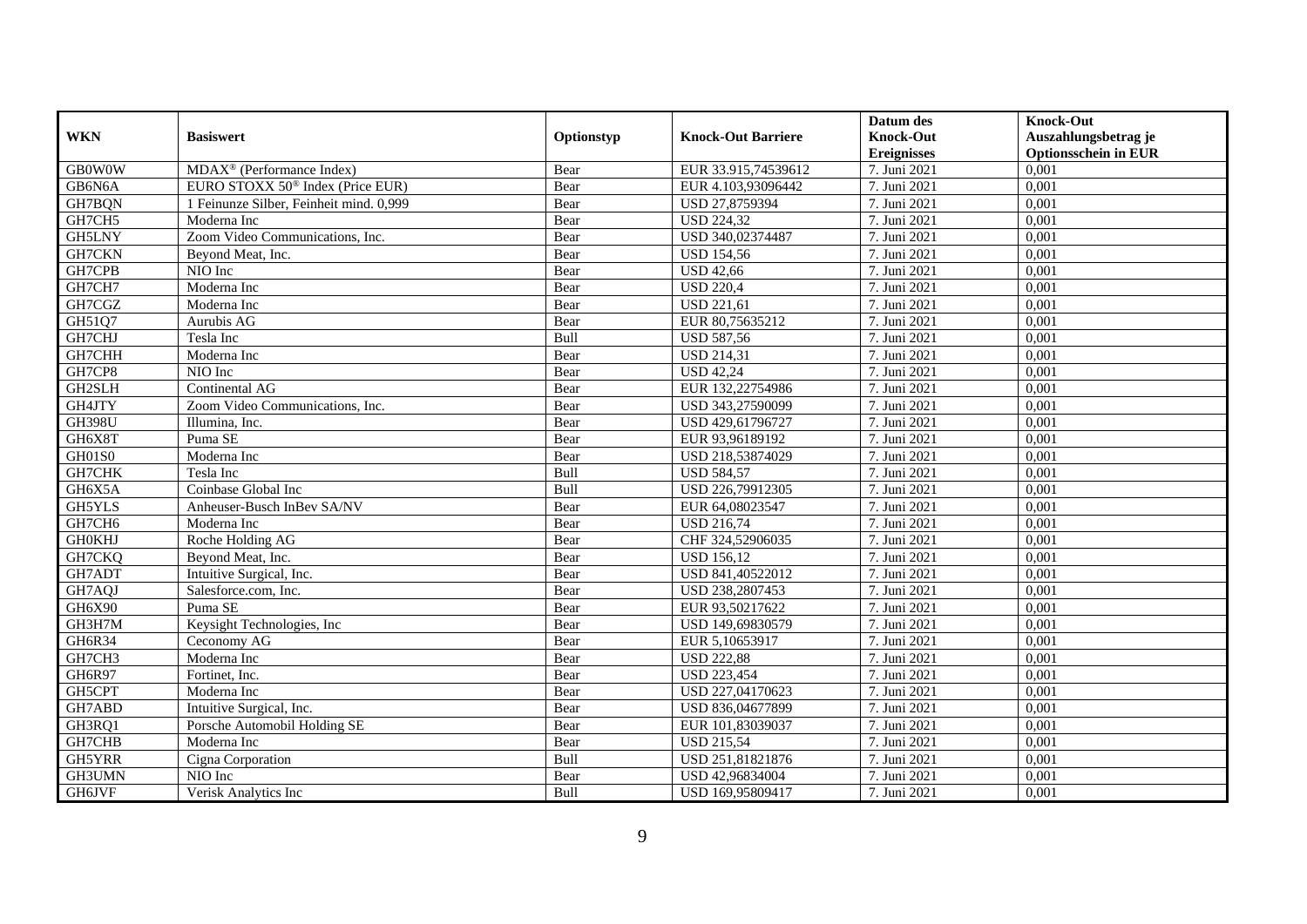| WKN | Basiswert | Optionstyp | Knock-Out Barriere | Datum des Knock-Out Ereignisses | Knock-Out Auszahlungsbetrag je Optionsschein in EUR |
|---|---|---|---|---|---|
| GB0W0W | MDAX® (Performance Index) | Bear | EUR 33.915,74539612 | 7. Juni 2021 | 0,001 |
| GB6N6A | EURO STOXX 50® Index (Price EUR) | Bear | EUR 4.103,93096442 | 7. Juni 2021 | 0,001 |
| GH7BQN | 1 Feinunze Silber, Feinheit mind. 0,999 | Bear | USD 27,8759394 | 7. Juni 2021 | 0,001 |
| GH7CH5 | Moderna Inc | Bear | USD 224,32 | 7. Juni 2021 | 0,001 |
| GH5LNY | Zoom Video Communications, Inc. | Bear | USD 340,02374487 | 7. Juni 2021 | 0,001 |
| GH7CKN | Beyond Meat, Inc. | Bear | USD 154,56 | 7. Juni 2021 | 0,001 |
| GH7CPB | NIO Inc | Bear | USD 42,66 | 7. Juni 2021 | 0,001 |
| GH7CH7 | Moderna Inc | Bear | USD 220,4 | 7. Juni 2021 | 0,001 |
| GH7CGZ | Moderna Inc | Bear | USD 221,61 | 7. Juni 2021 | 0,001 |
| GH51Q7 | Aurubis AG | Bear | EUR 80,75635212 | 7. Juni 2021 | 0,001 |
| GH7CHJ | Tesla Inc | Bull | USD 587,56 | 7. Juni 2021 | 0,001 |
| GH7CHH | Moderna Inc | Bear | USD 214,31 | 7. Juni 2021 | 0,001 |
| GH7CP8 | NIO Inc | Bear | USD 42,24 | 7. Juni 2021 | 0,001 |
| GH2SLH | Continental AG | Bear | EUR 132,22754986 | 7. Juni 2021 | 0,001 |
| GH4JTY | Zoom Video Communications, Inc. | Bear | USD 343,27590099 | 7. Juni 2021 | 0,001 |
| GH398U | Illumina, Inc. | Bear | USD 429,61796727 | 7. Juni 2021 | 0,001 |
| GH6X8T | Puma SE | Bear | EUR 93,96189192 | 7. Juni 2021 | 0,001 |
| GH01S0 | Moderna Inc | Bear | USD 218,53874029 | 7. Juni 2021 | 0,001 |
| GH7CHK | Tesla Inc | Bull | USD 584,57 | 7. Juni 2021 | 0,001 |
| GH6X5A | Coinbase Global Inc | Bull | USD 226,79912305 | 7. Juni 2021 | 0,001 |
| GH5YLS | Anheuser-Busch InBev SA/NV | Bear | EUR 64,08023547 | 7. Juni 2021 | 0,001 |
| GH7CH6 | Moderna Inc | Bear | USD 216,74 | 7. Juni 2021 | 0,001 |
| GH0KHJ | Roche Holding AG | Bear | CHF 324,52906035 | 7. Juni 2021 | 0,001 |
| GH7CKQ | Beyond Meat, Inc. | Bear | USD 156,12 | 7. Juni 2021 | 0,001 |
| GH7ADT | Intuitive Surgical, Inc. | Bear | USD 841,40522012 | 7. Juni 2021 | 0,001 |
| GH7AQJ | Salesforce.com, Inc. | Bear | USD 238,2807453 | 7. Juni 2021 | 0,001 |
| GH6X90 | Puma SE | Bear | EUR 93,50217622 | 7. Juni 2021 | 0,001 |
| GH3H7M | Keysight Technologies, Inc | Bear | USD 149,69830579 | 7. Juni 2021 | 0,001 |
| GH6R34 | Ceconomy AG | Bear | EUR 5,10653917 | 7. Juni 2021 | 0,001 |
| GH7CH3 | Moderna Inc | Bear | USD 222,88 | 7. Juni 2021 | 0,001 |
| GH6R97 | Fortinet, Inc. | Bear | USD 223,454 | 7. Juni 2021 | 0,001 |
| GH5CPT | Moderna Inc | Bear | USD 227,04170623 | 7. Juni 2021 | 0,001 |
| GH7ABD | Intuitive Surgical, Inc. | Bear | USD 836,04677899 | 7. Juni 2021 | 0,001 |
| GH3RQ1 | Porsche Automobil Holding SE | Bear | EUR 101,83039037 | 7. Juni 2021 | 0,001 |
| GH7CHB | Moderna Inc | Bear | USD 215,54 | 7. Juni 2021 | 0,001 |
| GH5YRR | Cigna Corporation | Bull | USD 251,81821876 | 7. Juni 2021 | 0,001 |
| GH3UMN | NIO Inc | Bear | USD 42,96834004 | 7. Juni 2021 | 0,001 |
| GH6JVF | Verisk Analytics Inc | Bull | USD 169,95809417 | 7. Juni 2021 | 0,001 |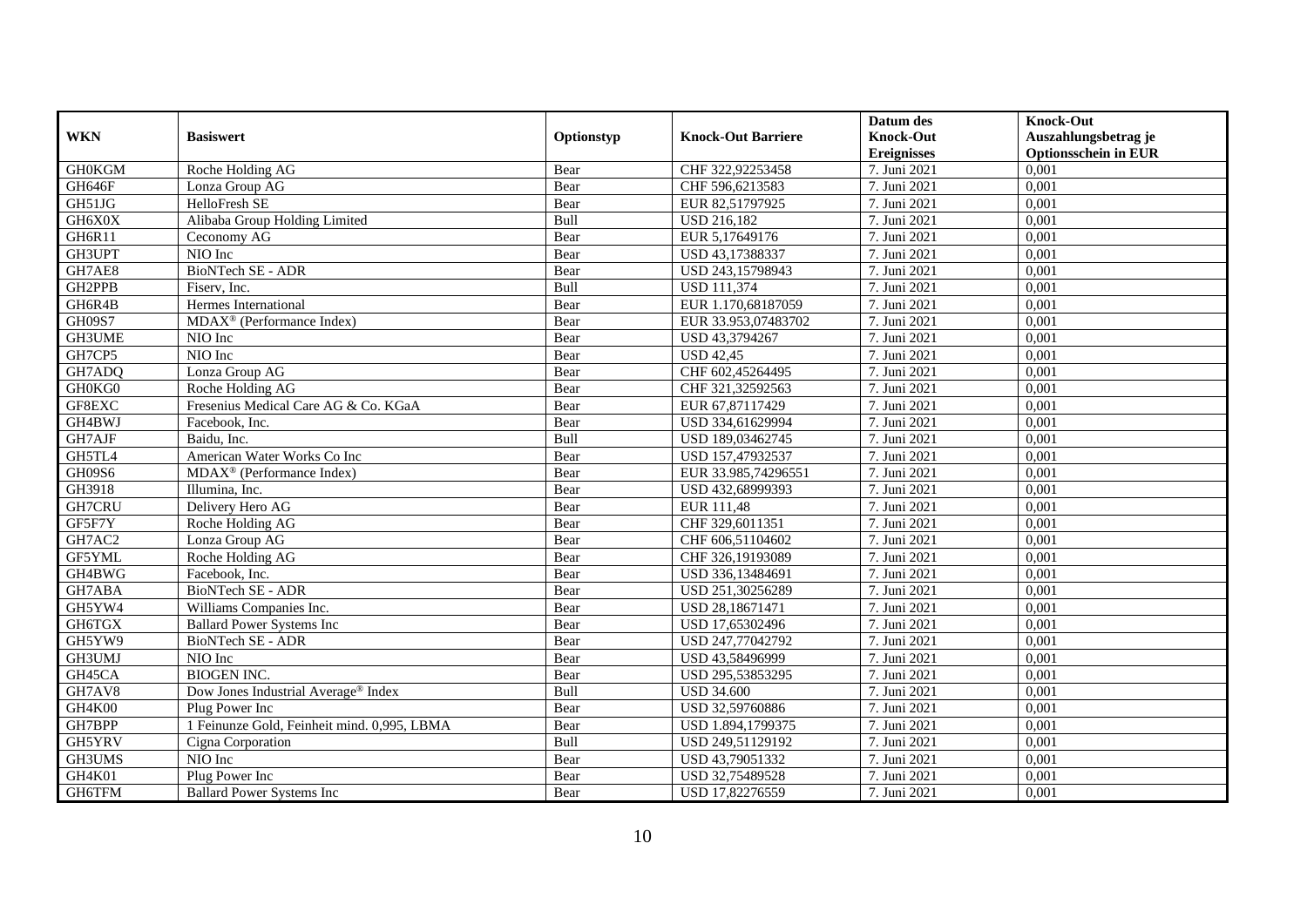| WKN | Basiswert | Optionstyp | Knock-Out Barriere | Datum des Knock-Out Ereignisses | Knock-Out Auszahlungsbetrag je Optionsschein in EUR |
|---|---|---|---|---|---|
| GH0KGM | Roche Holding AG | Bear | CHF 322,92253458 | 7. Juni 2021 | 0,001 |
| GH646F | Lonza Group AG | Bear | CHF 596,6213583 | 7. Juni 2021 | 0,001 |
| GH51JG | HelloFresh SE | Bear | EUR 82,51797925 | 7. Juni 2021 | 0,001 |
| GH6X0X | Alibaba Group Holding Limited | Bull | USD 216,182 | 7. Juni 2021 | 0,001 |
| GH6R11 | Ceconomy AG | Bear | EUR 5,17649176 | 7. Juni 2021 | 0,001 |
| GH3UPT | NIO Inc | Bear | USD 43,17388337 | 7. Juni 2021 | 0,001 |
| GH7AE8 | BioNTech SE - ADR | Bear | USD 243,15798943 | 7. Juni 2021 | 0,001 |
| GH2PPB | Fiserv, Inc. | Bull | USD 111,374 | 7. Juni 2021 | 0,001 |
| GH6R4B | Hermes International | Bear | EUR 1.170,68187059 | 7. Juni 2021 | 0,001 |
| GH09S7 | MDAX® (Performance Index) | Bear | EUR 33.953,07483702 | 7. Juni 2021 | 0,001 |
| GH3UME | NIO Inc | Bear | USD 43,3794267 | 7. Juni 2021 | 0,001 |
| GH7CP5 | NIO Inc | Bear | USD 42,45 | 7. Juni 2021 | 0,001 |
| GH7ADQ | Lonza Group AG | Bear | CHF 602,45264495 | 7. Juni 2021 | 0,001 |
| GH0KG0 | Roche Holding AG | Bear | CHF 321,32592563 | 7. Juni 2021 | 0,001 |
| GF8EXC | Fresenius Medical Care AG & Co. KGaA | Bear | EUR 67,87117429 | 7. Juni 2021 | 0,001 |
| GH4BWJ | Facebook, Inc. | Bear | USD 334,61629994 | 7. Juni 2021 | 0,001 |
| GH7AJF | Baidu, Inc. | Bull | USD 189,03462745 | 7. Juni 2021 | 0,001 |
| GH5TL4 | American Water Works Co Inc | Bear | USD 157,47932537 | 7. Juni 2021 | 0,001 |
| GH09S6 | MDAX® (Performance Index) | Bear | EUR 33.985,74296551 | 7. Juni 2021 | 0,001 |
| GH3918 | Illumina, Inc. | Bear | USD 432,68999393 | 7. Juni 2021 | 0,001 |
| GH7CRU | Delivery Hero AG | Bear | EUR 111,48 | 7. Juni 2021 | 0,001 |
| GF5F7Y | Roche Holding AG | Bear | CHF 329,6011351 | 7. Juni 2021 | 0,001 |
| GH7AC2 | Lonza Group AG | Bear | CHF 606,51104602 | 7. Juni 2021 | 0,001 |
| GF5YML | Roche Holding AG | Bear | CHF 326,19193089 | 7. Juni 2021 | 0,001 |
| GH4BWG | Facebook, Inc. | Bear | USD 336,13484691 | 7. Juni 2021 | 0,001 |
| GH7ABA | BioNTech SE - ADR | Bear | USD 251,30256289 | 7. Juni 2021 | 0,001 |
| GH5YW4 | Williams Companies Inc. | Bear | USD 28,18671471 | 7. Juni 2021 | 0,001 |
| GH6TGX | Ballard Power Systems Inc | Bear | USD 17,65302496 | 7. Juni 2021 | 0,001 |
| GH5YW9 | BioNTech SE - ADR | Bear | USD 247,77042792 | 7. Juni 2021 | 0,001 |
| GH3UMJ | NIO Inc | Bear | USD 43,58496999 | 7. Juni 2021 | 0,001 |
| GH45CA | BIOGEN INC. | Bear | USD 295,53853295 | 7. Juni 2021 | 0,001 |
| GH7AV8 | Dow Jones Industrial Average® Index | Bull | USD 34.600 | 7. Juni 2021 | 0,001 |
| GH4K00 | Plug Power Inc | Bear | USD 32,59760886 | 7. Juni 2021 | 0,001 |
| GH7BPP | 1 Feinunze Gold, Feinheit mind. 0,995, LBMA | Bear | USD 1.894,1799375 | 7. Juni 2021 | 0,001 |
| GH5YRV | Cigna Corporation | Bull | USD 249,51129192 | 7. Juni 2021 | 0,001 |
| GH3UMS | NIO Inc | Bear | USD 43,79051332 | 7. Juni 2021 | 0,001 |
| GH4K01 | Plug Power Inc | Bear | USD 32,75489528 | 7. Juni 2021 | 0,001 |
| GH6TFM | Ballard Power Systems Inc | Bear | USD 17,82276559 | 7. Juni 2021 | 0,001 |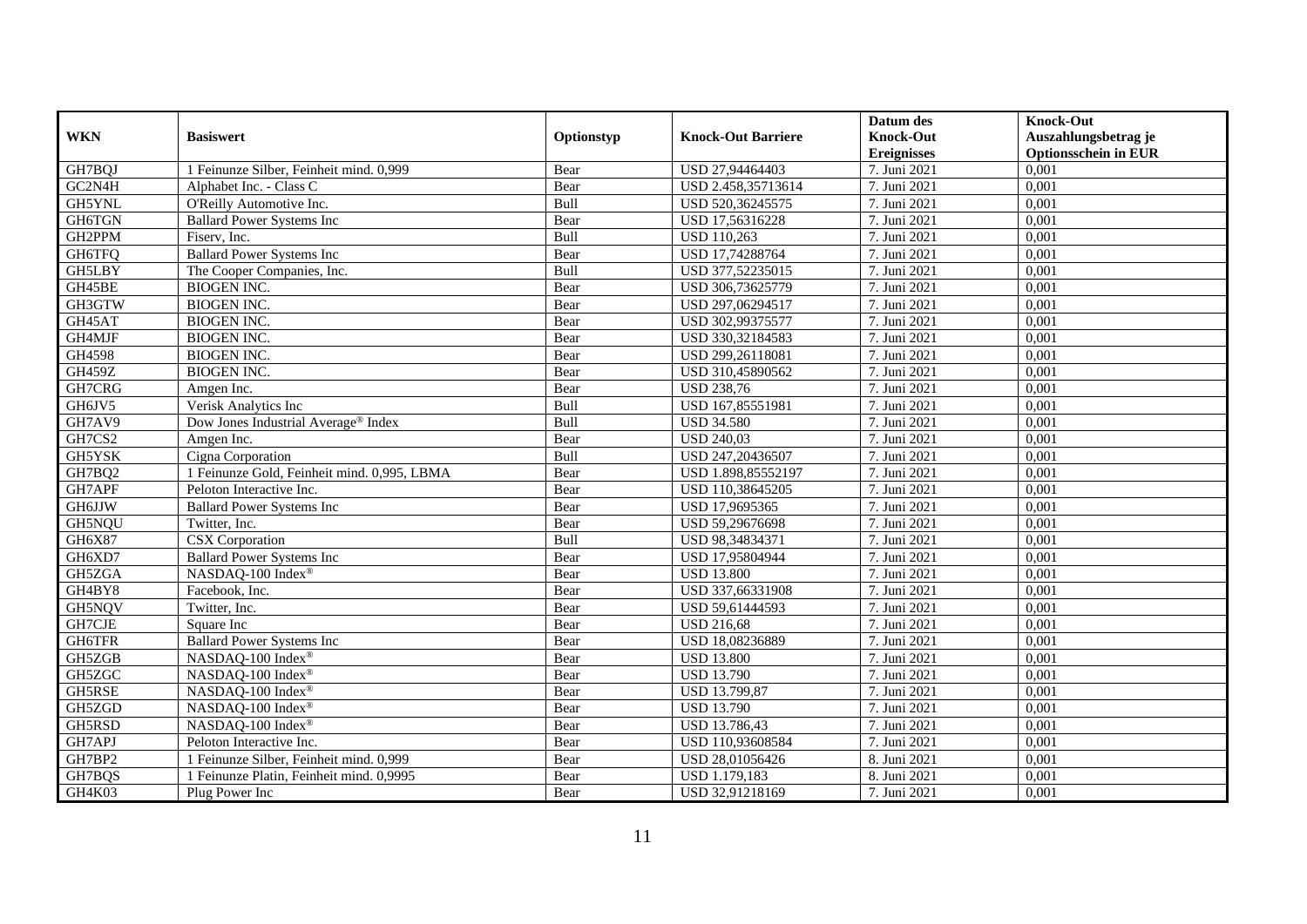| WKN | Basiswert | Optionstyp | Knock-Out Barriere | Datum des Knock-Out Ereignisses | Knock-Out Auszahlungsbetrag je Optionsschein in EUR |
|---|---|---|---|---|---|
| GH7BQJ | 1 Feinunze Silber, Feinheit mind. 0,999 | Bear | USD 27,94464403 | 7. Juni 2021 | 0,001 |
| GC2N4H | Alphabet Inc. - Class C | Bear | USD 2.458,35713614 | 7. Juni 2021 | 0,001 |
| GH5YNL | O'Reilly Automotive Inc. | Bull | USD 520,36245575 | 7. Juni 2021 | 0,001 |
| GH6TGN | Ballard Power Systems Inc | Bear | USD 17,56316228 | 7. Juni 2021 | 0,001 |
| GH2PPM | Fiserv, Inc. | Bull | USD 110,263 | 7. Juni 2021 | 0,001 |
| GH6TFQ | Ballard Power Systems Inc | Bear | USD 17,74288764 | 7. Juni 2021 | 0,001 |
| GH5LBY | The Cooper Companies, Inc. | Bull | USD 377,52235015 | 7. Juni 2021 | 0,001 |
| GH45BE | BIOGEN INC. | Bear | USD 306,73625779 | 7. Juni 2021 | 0,001 |
| GH3GTW | BIOGEN INC. | Bear | USD 297,06294517 | 7. Juni 2021 | 0,001 |
| GH45AT | BIOGEN INC. | Bear | USD 302,99375577 | 7. Juni 2021 | 0,001 |
| GH4MJF | BIOGEN INC. | Bear | USD 330,32184583 | 7. Juni 2021 | 0,001 |
| GH4598 | BIOGEN INC. | Bear | USD 299,26118081 | 7. Juni 2021 | 0,001 |
| GH459Z | BIOGEN INC. | Bear | USD 310,45890562 | 7. Juni 2021 | 0,001 |
| GH7CRG | Amgen Inc. | Bear | USD 238,76 | 7. Juni 2021 | 0,001 |
| GH6JV5 | Verisk Analytics Inc | Bull | USD 167,85551981 | 7. Juni 2021 | 0,001 |
| GH7AV9 | Dow Jones Industrial Average® Index | Bull | USD 34.580 | 7. Juni 2021 | 0,001 |
| GH7CS2 | Amgen Inc. | Bear | USD 240,03 | 7. Juni 2021 | 0,001 |
| GH5YSK | Cigna Corporation | Bull | USD 247,20436507 | 7. Juni 2021 | 0,001 |
| GH7BQ2 | 1 Feinunze Gold, Feinheit mind. 0,995, LBMA | Bear | USD 1.898,85552197 | 7. Juni 2021 | 0,001 |
| GH7APF | Peloton Interactive Inc. | Bear | USD 110,38645205 | 7. Juni 2021 | 0,001 |
| GH6JJW | Ballard Power Systems Inc | Bear | USD 17,9695365 | 7. Juni 2021 | 0,001 |
| GH5NQU | Twitter, Inc. | Bear | USD 59,29676698 | 7. Juni 2021 | 0,001 |
| GH6X87 | CSX Corporation | Bull | USD 98,34834371 | 7. Juni 2021 | 0,001 |
| GH6XD7 | Ballard Power Systems Inc | Bear | USD 17,95804944 | 7. Juni 2021 | 0,001 |
| GH5ZGA | NASDAQ-100 Index® | Bear | USD 13.800 | 7. Juni 2021 | 0,001 |
| GH4BY8 | Facebook, Inc. | Bear | USD 337,66331908 | 7. Juni 2021 | 0,001 |
| GH5NQV | Twitter, Inc. | Bear | USD 59,61444593 | 7. Juni 2021 | 0,001 |
| GH7CJE | Square Inc | Bear | USD 216,68 | 7. Juni 2021 | 0,001 |
| GH6TFR | Ballard Power Systems Inc | Bear | USD 18,08236889 | 7. Juni 2021 | 0,001 |
| GH5ZGB | NASDAQ-100 Index® | Bear | USD 13.800 | 7. Juni 2021 | 0,001 |
| GH5ZGC | NASDAQ-100 Index® | Bear | USD 13.790 | 7. Juni 2021 | 0,001 |
| GH5RSE | NASDAQ-100 Index® | Bear | USD 13.799,87 | 7. Juni 2021 | 0,001 |
| GH5ZGD | NASDAQ-100 Index® | Bear | USD 13.790 | 7. Juni 2021 | 0,001 |
| GH5RSD | NASDAQ-100 Index® | Bear | USD 13.786,43 | 7. Juni 2021 | 0,001 |
| GH7APJ | Peloton Interactive Inc. | Bear | USD 110,93608584 | 7. Juni 2021 | 0,001 |
| GH7BP2 | 1 Feinunze Silber, Feinheit mind. 0,999 | Bear | USD 28,01056426 | 8. Juni 2021 | 0,001 |
| GH7BQS | 1 Feinunze Platin, Feinheit mind. 0,9995 | Bear | USD 1.179,183 | 8. Juni 2021 | 0,001 |
| GH4K03 | Plug Power Inc | Bear | USD 32,91218169 | 7. Juni 2021 | 0,001 |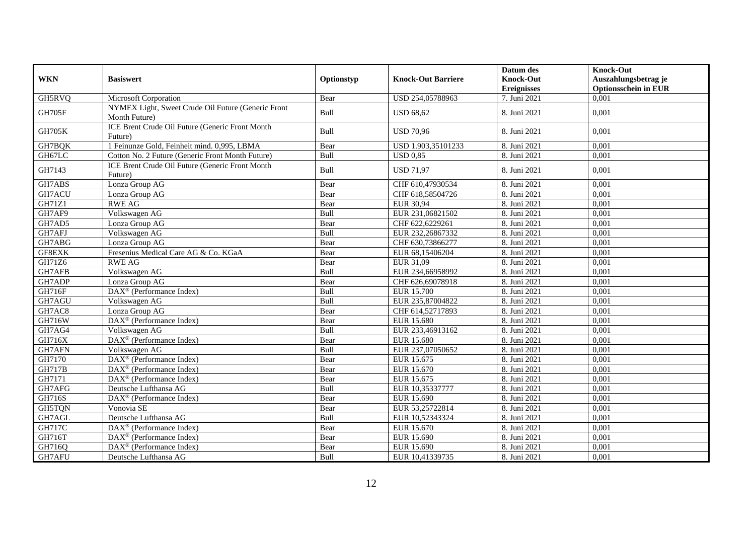| WKN | Basiswert | Optionstyp | Knock-Out Barriere | Datum des Knock-Out Ereignisses | Knock-Out Auszahlungsbetrag je Optionsschein in EUR |
|---|---|---|---|---|---|
| GH5RVQ | Microsoft Corporation | Bear | USD 254,05788963 | 7. Juni 2021 | 0,001 |
| GH705F | NYMEX Light, Sweet Crude Oil Future (Generic Front Month Future) | Bull | USD 68,62 | 8. Juni 2021 | 0,001 |
| GH705K | ICE Brent Crude Oil Future (Generic Front Month Future) | Bull | USD 70,96 | 8. Juni 2021 | 0,001 |
| GH7BQK | 1 Feinunze Gold, Feinheit mind. 0,995, LBMA | Bear | USD 1.903,35101233 | 8. Juni 2021 | 0,001 |
| GH67LC | Cotton No. 2 Future (Generic Front Month Future) | Bull | USD 0,85 | 8. Juni 2021 | 0,001 |
| GH7143 | ICE Brent Crude Oil Future (Generic Front Month Future) | Bull | USD 71,97 | 8. Juni 2021 | 0,001 |
| GH7ABS | Lonza Group AG | Bear | CHF 610,47930534 | 8. Juni 2021 | 0,001 |
| GH7ACU | Lonza Group AG | Bear | CHF 618,58504726 | 8. Juni 2021 | 0,001 |
| GH71Z1 | RWE AG | Bear | EUR 30,94 | 8. Juni 2021 | 0,001 |
| GH7AF9 | Volkswagen AG | Bull | EUR 231,06821502 | 8. Juni 2021 | 0,001 |
| GH7AD5 | Lonza Group AG | Bear | CHF 622,6229261 | 8. Juni 2021 | 0,001 |
| GH7AFJ | Volkswagen AG | Bull | EUR 232,26867332 | 8. Juni 2021 | 0,001 |
| GH7ABG | Lonza Group AG | Bear | CHF 630,73866277 | 8. Juni 2021 | 0,001 |
| GF8EXK | Fresenius Medical Care AG & Co. KGaA | Bear | EUR 68,15406204 | 8. Juni 2021 | 0,001 |
| GH71Z6 | RWE AG | Bear | EUR 31,09 | 8. Juni 2021 | 0,001 |
| GH7AFB | Volkswagen AG | Bull | EUR 234,66958992 | 8. Juni 2021 | 0,001 |
| GH7ADP | Lonza Group AG | Bear | CHF 626,69078918 | 8. Juni 2021 | 0,001 |
| GH716F | DAX® (Performance Index) | Bull | EUR 15.700 | 8. Juni 2021 | 0,001 |
| GH7AGU | Volkswagen AG | Bull | EUR 235,87004822 | 8. Juni 2021 | 0,001 |
| GH7AC8 | Lonza Group AG | Bear | CHF 614,52717893 | 8. Juni 2021 | 0,001 |
| GH716W | DAX® (Performance Index) | Bear | EUR 15.680 | 8. Juni 2021 | 0,001 |
| GH7AG4 | Volkswagen AG | Bull | EUR 233,46913162 | 8. Juni 2021 | 0,001 |
| GH716X | DAX® (Performance Index) | Bear | EUR 15.680 | 8. Juni 2021 | 0,001 |
| GH7AFN | Volkswagen AG | Bull | EUR 237,07050652 | 8. Juni 2021 | 0,001 |
| GH7170 | DAX® (Performance Index) | Bear | EUR 15.675 | 8. Juni 2021 | 0,001 |
| GH717B | DAX® (Performance Index) | Bear | EUR 15.670 | 8. Juni 2021 | 0,001 |
| GH7171 | DAX® (Performance Index) | Bear | EUR 15.675 | 8. Juni 2021 | 0,001 |
| GH7AFG | Deutsche Lufthansa AG | Bull | EUR 10,35337777 | 8. Juni 2021 | 0,001 |
| GH716S | DAX® (Performance Index) | Bear | EUR 15.690 | 8. Juni 2021 | 0,001 |
| GH5TQN | Vonovia SE | Bear | EUR 53,25722814 | 8. Juni 2021 | 0,001 |
| GH7AGL | Deutsche Lufthansa AG | Bull | EUR 10,52343324 | 8. Juni 2021 | 0,001 |
| GH717C | DAX® (Performance Index) | Bear | EUR 15.670 | 8. Juni 2021 | 0,001 |
| GH716T | DAX® (Performance Index) | Bear | EUR 15.690 | 8. Juni 2021 | 0,001 |
| GH716Q | DAX® (Performance Index) | Bear | EUR 15.690 | 8. Juni 2021 | 0,001 |
| GH7AFU | Deutsche Lufthansa AG | Bull | EUR 10,41339735 | 8. Juni 2021 | 0,001 |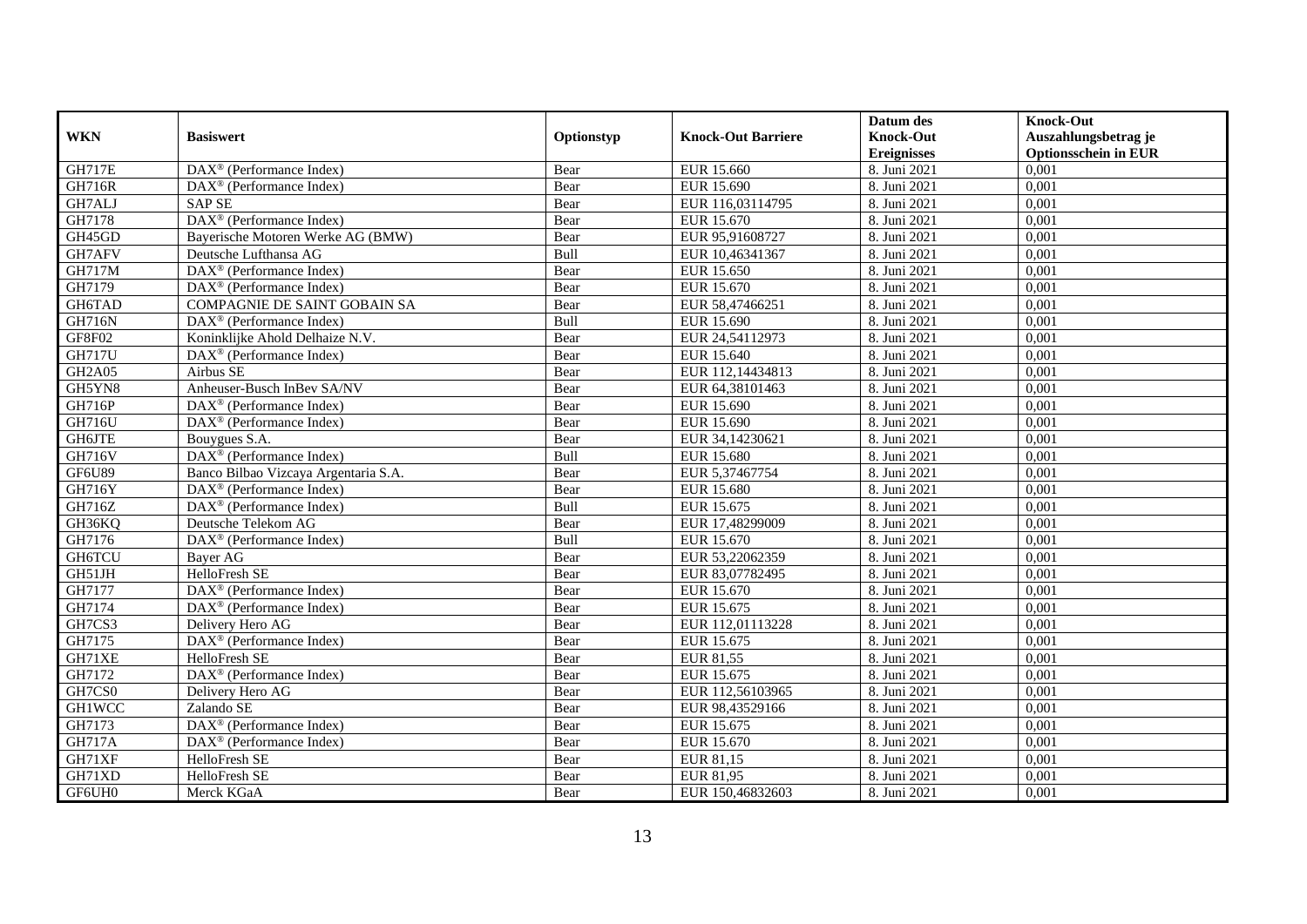| WKN | Basiswert | Optionstyp | Knock-Out Barriere | Datum des Knock-Out Ereignisses | Knock-Out Auszahlungsbetrag je Optionsschein in EUR |
|---|---|---|---|---|---|
| GH717E | DAX® (Performance Index) | Bear | EUR 15.660 | 8. Juni 2021 | 0,001 |
| GH716R | DAX® (Performance Index) | Bear | EUR 15.690 | 8. Juni 2021 | 0,001 |
| GH7ALJ | SAP SE | Bear | EUR 116,03114795 | 8. Juni 2021 | 0,001 |
| GH7178 | DAX® (Performance Index) | Bear | EUR 15.670 | 8. Juni 2021 | 0,001 |
| GH45GD | Bayerische Motoren Werke AG (BMW) | Bear | EUR 95,91608727 | 8. Juni 2021 | 0,001 |
| GH7AFV | Deutsche Lufthansa AG | Bull | EUR 10,46341367 | 8. Juni 2021 | 0,001 |
| GH717M | DAX® (Performance Index) | Bear | EUR 15.650 | 8. Juni 2021 | 0,001 |
| GH7179 | DAX® (Performance Index) | Bear | EUR 15.670 | 8. Juni 2021 | 0,001 |
| GH6TAD | COMPAGNIE DE SAINT GOBAIN SA | Bear | EUR 58,47466251 | 8. Juni 2021 | 0,001 |
| GH716N | DAX® (Performance Index) | Bull | EUR 15.690 | 8. Juni 2021 | 0,001 |
| GF8F02 | Koninklijke Ahold Delhaize N.V. | Bear | EUR 24,54112973 | 8. Juni 2021 | 0,001 |
| GH717U | DAX® (Performance Index) | Bear | EUR 15.640 | 8. Juni 2021 | 0,001 |
| GH2A05 | Airbus SE | Bear | EUR 112,14434813 | 8. Juni 2021 | 0,001 |
| GH5YN8 | Anheuser-Busch InBev SA/NV | Bear | EUR 64,38101463 | 8. Juni 2021 | 0,001 |
| GH716P | DAX® (Performance Index) | Bear | EUR 15.690 | 8. Juni 2021 | 0,001 |
| GH716U | DAX® (Performance Index) | Bear | EUR 15.690 | 8. Juni 2021 | 0,001 |
| GH6JTE | Bouygues S.A. | Bear | EUR 34,14230621 | 8. Juni 2021 | 0,001 |
| GH716V | DAX® (Performance Index) | Bull | EUR 15.680 | 8. Juni 2021 | 0,001 |
| GF6U89 | Banco Bilbao Vizcaya Argentaria S.A. | Bear | EUR 5,37467754 | 8. Juni 2021 | 0,001 |
| GH716Y | DAX® (Performance Index) | Bear | EUR 15.680 | 8. Juni 2021 | 0,001 |
| GH716Z | DAX® (Performance Index) | Bull | EUR 15.675 | 8. Juni 2021 | 0,001 |
| GH36KQ | Deutsche Telekom AG | Bear | EUR 17,48299009 | 8. Juni 2021 | 0,001 |
| GH7176 | DAX® (Performance Index) | Bull | EUR 15.670 | 8. Juni 2021 | 0,001 |
| GH6TCU | Bayer AG | Bear | EUR 53,22062359 | 8. Juni 2021 | 0,001 |
| GH51JH | HelloFresh SE | Bear | EUR 83,07782495 | 8. Juni 2021 | 0,001 |
| GH7177 | DAX® (Performance Index) | Bear | EUR 15.670 | 8. Juni 2021 | 0,001 |
| GH7174 | DAX® (Performance Index) | Bear | EUR 15.675 | 8. Juni 2021 | 0,001 |
| GH7CS3 | Delivery Hero AG | Bear | EUR 112,01113228 | 8. Juni 2021 | 0,001 |
| GH7175 | DAX® (Performance Index) | Bear | EUR 15.675 | 8. Juni 2021 | 0,001 |
| GH71XE | HelloFresh SE | Bear | EUR 81,55 | 8. Juni 2021 | 0,001 |
| GH7172 | DAX® (Performance Index) | Bear | EUR 15.675 | 8. Juni 2021 | 0,001 |
| GH7CS0 | Delivery Hero AG | Bear | EUR 112,56103965 | 8. Juni 2021 | 0,001 |
| GH1WCC | Zalando SE | Bear | EUR 98,43529166 | 8. Juni 2021 | 0,001 |
| GH7173 | DAX® (Performance Index) | Bear | EUR 15.675 | 8. Juni 2021 | 0,001 |
| GH717A | DAX® (Performance Index) | Bear | EUR 15.670 | 8. Juni 2021 | 0,001 |
| GH71XF | HelloFresh SE | Bear | EUR 81,15 | 8. Juni 2021 | 0,001 |
| GH71XD | HelloFresh SE | Bear | EUR 81,95 | 8. Juni 2021 | 0,001 |
| GF6UH0 | Merck KGaA | Bear | EUR 150,46832603 | 8. Juni 2021 | 0,001 |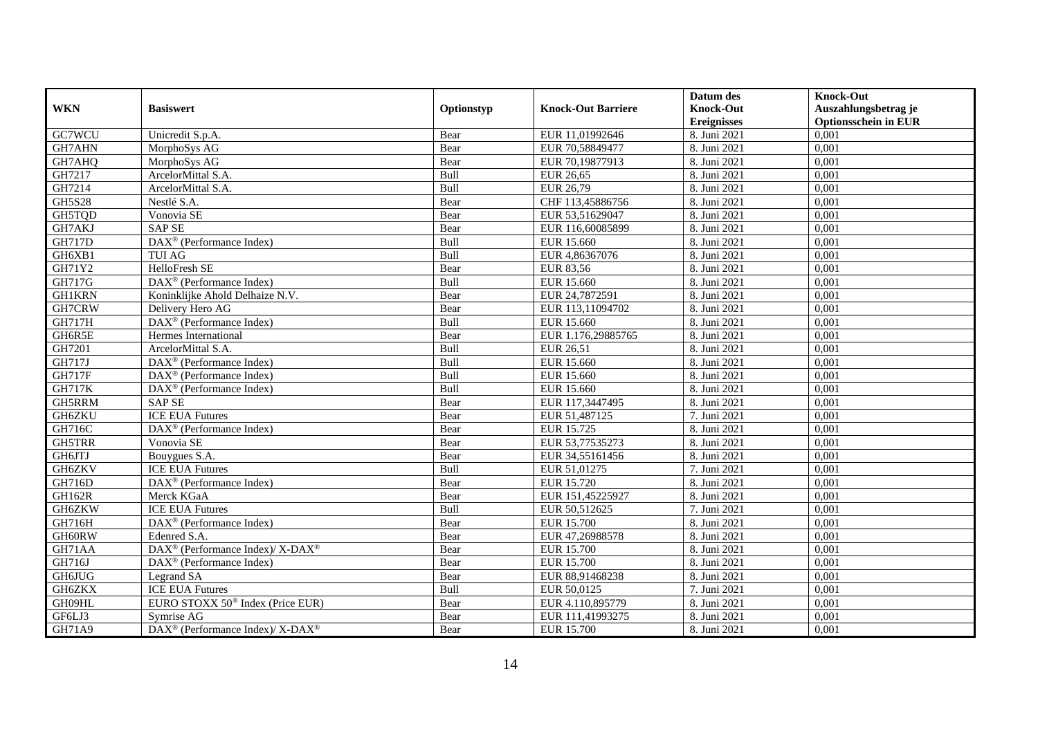| WKN | Basiswert | Optionstyp | Knock-Out Barriere | Datum des Knock-Out Ereignisses | Knock-Out Auszahlungsbetrag je Optionsschein in EUR |
|---|---|---|---|---|---|
| GC7WCU | Unicredit S.p.A. | Bear | EUR 11,01992646 | 8. Juni 2021 | 0,001 |
| GH7AHN | MorphoSys AG | Bear | EUR 70,58849477 | 8. Juni 2021 | 0,001 |
| GH7AHQ | MorphoSys AG | Bear | EUR 70,19877913 | 8. Juni 2021 | 0,001 |
| GH7217 | ArcelorMittal S.A. | Bull | EUR 26,65 | 8. Juni 2021 | 0,001 |
| GH7214 | ArcelorMittal S.A. | Bull | EUR 26,79 | 8. Juni 2021 | 0,001 |
| GH5S28 | Nestlé S.A. | Bear | CHF 113,45886756 | 8. Juni 2021 | 0,001 |
| GH5TQD | Vonovia SE | Bear | EUR 53,51629047 | 8. Juni 2021 | 0,001 |
| GH7AKJ | SAP SE | Bear | EUR 116,60085899 | 8. Juni 2021 | 0,001 |
| GH717D | DAX® (Performance Index) | Bull | EUR 15.660 | 8. Juni 2021 | 0,001 |
| GH6XB1 | TUI AG | Bull | EUR 4,86367076 | 8. Juni 2021 | 0,001 |
| GH71Y2 | HelloFresh SE | Bear | EUR 83,56 | 8. Juni 2021 | 0,001 |
| GH717G | DAX® (Performance Index) | Bull | EUR 15.660 | 8. Juni 2021 | 0,001 |
| GH1KRN | Koninklijke Ahold Delhaize N.V. | Bear | EUR 24,7872591 | 8. Juni 2021 | 0,001 |
| GH7CRW | Delivery Hero AG | Bear | EUR 113,11094702 | 8. Juni 2021 | 0,001 |
| GH717H | DAX® (Performance Index) | Bull | EUR 15.660 | 8. Juni 2021 | 0,001 |
| GH6R5E | Hermes International | Bear | EUR 1.176,29885765 | 8. Juni 2021 | 0,001 |
| GH7201 | ArcelorMittal S.A. | Bull | EUR 26,51 | 8. Juni 2021 | 0,001 |
| GH717J | DAX® (Performance Index) | Bull | EUR 15.660 | 8. Juni 2021 | 0,001 |
| GH717F | DAX® (Performance Index) | Bull | EUR 15.660 | 8. Juni 2021 | 0,001 |
| GH717K | DAX® (Performance Index) | Bull | EUR 15.660 | 8. Juni 2021 | 0,001 |
| GH5RRM | SAP SE | Bear | EUR 117,3447495 | 8. Juni 2021 | 0,001 |
| GH6ZKU | ICE EUA Futures | Bear | EUR 51,487125 | 7. Juni 2021 | 0,001 |
| GH716C | DAX® (Performance Index) | Bear | EUR 15.725 | 8. Juni 2021 | 0,001 |
| GH5TRR | Vonovia SE | Bear | EUR 53,77535273 | 8. Juni 2021 | 0,001 |
| GH6JTJ | Bouygues S.A. | Bear | EUR 34,55161456 | 8. Juni 2021 | 0,001 |
| GH6ZKV | ICE EUA Futures | Bull | EUR 51,01275 | 7. Juni 2021 | 0,001 |
| GH716D | DAX® (Performance Index) | Bear | EUR 15.720 | 8. Juni 2021 | 0,001 |
| GH162R | Merck KGaA | Bear | EUR 151,45225927 | 8. Juni 2021 | 0,001 |
| GH6ZKW | ICE EUA Futures | Bull | EUR 50,512625 | 7. Juni 2021 | 0,001 |
| GH716H | DAX® (Performance Index) | Bear | EUR 15.700 | 8. Juni 2021 | 0,001 |
| GH60RW | Edenred S.A. | Bear | EUR 47,26988578 | 8. Juni 2021 | 0,001 |
| GH71AA | DAX® (Performance Index)/ X-DAX® | Bear | EUR 15.700 | 8. Juni 2021 | 0,001 |
| GH716J | DAX® (Performance Index) | Bear | EUR 15.700 | 8. Juni 2021 | 0,001 |
| GH6JUG | Legrand SA | Bear | EUR 88,91468238 | 8. Juni 2021 | 0,001 |
| GH6ZKX | ICE EUA Futures | Bull | EUR 50,0125 | 7. Juni 2021 | 0,001 |
| GH09HL | EURO STOXX 50® Index (Price EUR) | Bear | EUR 4.110,895779 | 8. Juni 2021 | 0,001 |
| GF6LJ3 | Symrise AG | Bear | EUR 111,41993275 | 8. Juni 2021 | 0,001 |
| GH71A9 | DAX® (Performance Index)/ X-DAX® | Bear | EUR 15.700 | 8. Juni 2021 | 0,001 |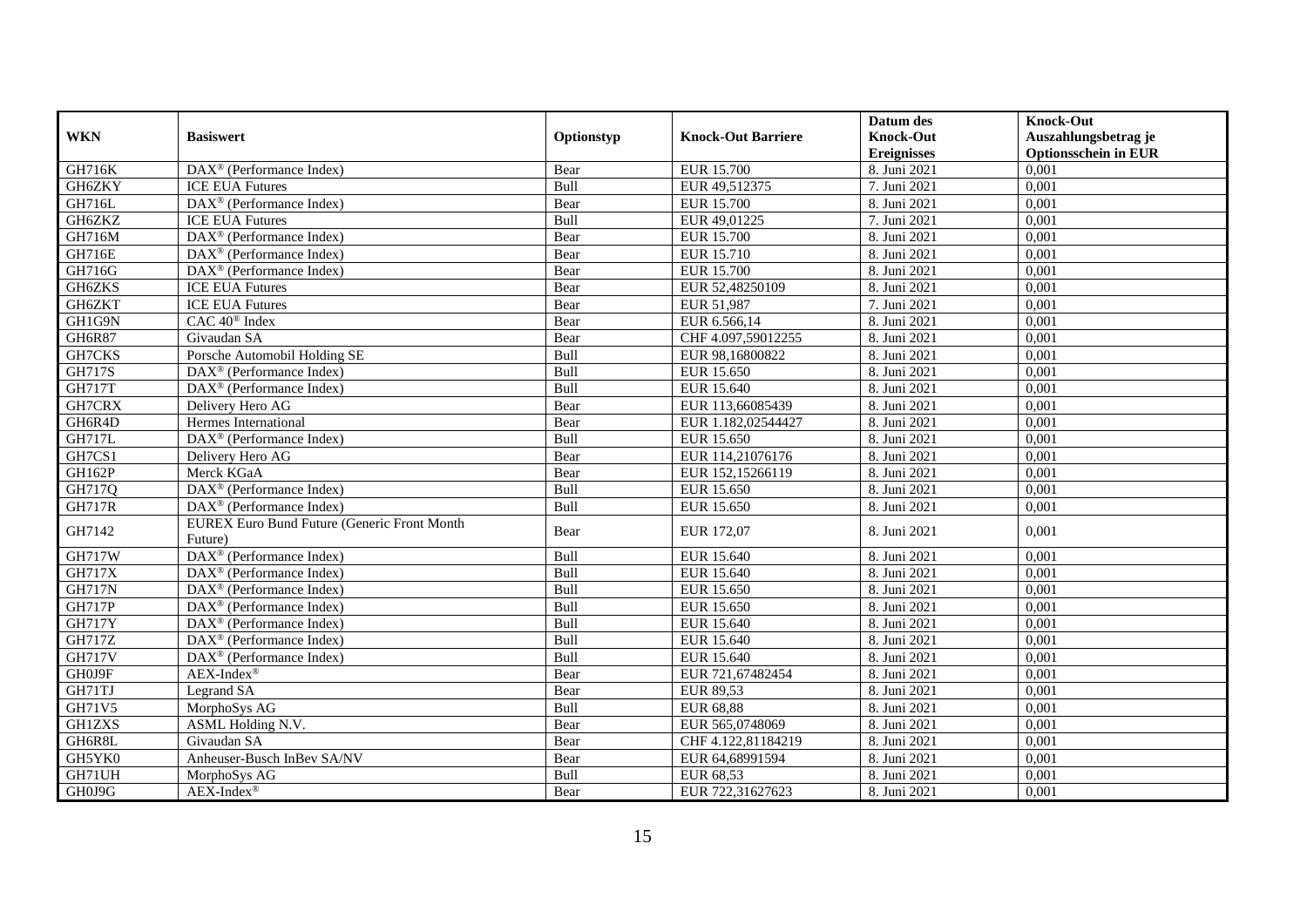| WKN | Basiswert | Optionstyp | Knock-Out Barriere | Datum des Knock-Out Ereignisses | Knock-Out Auszahlungsbetrag je Optionsschein in EUR |
|---|---|---|---|---|---|
| GH716K | DAX® (Performance Index) | Bear | EUR 15.700 | 8. Juni 2021 | 0,001 |
| GH6ZKY | ICE EUA Futures | Bull | EUR 49,512375 | 7. Juni 2021 | 0,001 |
| GH716L | DAX® (Performance Index) | Bear | EUR 15.700 | 8. Juni 2021 | 0,001 |
| GH6ZKZ | ICE EUA Futures | Bull | EUR 49,01225 | 7. Juni 2021 | 0,001 |
| GH716M | DAX® (Performance Index) | Bear | EUR 15.700 | 8. Juni 2021 | 0,001 |
| GH716E | DAX® (Performance Index) | Bear | EUR 15.710 | 8. Juni 2021 | 0,001 |
| GH716G | DAX® (Performance Index) | Bear | EUR 15.700 | 8. Juni 2021 | 0,001 |
| GH6ZKS | ICE EUA Futures | Bear | EUR 52,48250109 | 8. Juni 2021 | 0,001 |
| GH6ZKT | ICE EUA Futures | Bear | EUR 51,987 | 7. Juni 2021 | 0,001 |
| GH1G9N | CAC 40® Index | Bear | EUR 6.566,14 | 8. Juni 2021 | 0,001 |
| GH6R87 | Givaudan SA | Bear | CHF 4.097,59012255 | 8. Juni 2021 | 0,001 |
| GH7CKS | Porsche Automobil Holding SE | Bull | EUR 98,16800822 | 8. Juni 2021 | 0,001 |
| GH717S | DAX® (Performance Index) | Bull | EUR 15.650 | 8. Juni 2021 | 0,001 |
| GH717T | DAX® (Performance Index) | Bull | EUR 15.640 | 8. Juni 2021 | 0,001 |
| GH7CRX | Delivery Hero AG | Bear | EUR 113,66085439 | 8. Juni 2021 | 0,001 |
| GH6R4D | Hermes International | Bear | EUR 1.182,02544427 | 8. Juni 2021 | 0,001 |
| GH717L | DAX® (Performance Index) | Bull | EUR 15.650 | 8. Juni 2021 | 0,001 |
| GH7CS1 | Delivery Hero AG | Bear | EUR 114,21076176 | 8. Juni 2021 | 0,001 |
| GH162P | Merck KGaA | Bear | EUR 152,15266119 | 8. Juni 2021 | 0,001 |
| GH717Q | DAX® (Performance Index) | Bull | EUR 15.650 | 8. Juni 2021 | 0,001 |
| GH717R | DAX® (Performance Index) | Bull | EUR 15.650 | 8. Juni 2021 | 0,001 |
| GH7142 | EUREX Euro Bund Future (Generic Front Month Future) | Bear | EUR 172,07 | 8. Juni 2021 | 0,001 |
| GH717W | DAX® (Performance Index) | Bull | EUR 15.640 | 8. Juni 2021 | 0,001 |
| GH717X | DAX® (Performance Index) | Bull | EUR 15.640 | 8. Juni 2021 | 0,001 |
| GH717N | DAX® (Performance Index) | Bull | EUR 15.650 | 8. Juni 2021 | 0,001 |
| GH717P | DAX® (Performance Index) | Bull | EUR 15.650 | 8. Juni 2021 | 0,001 |
| GH717Y | DAX® (Performance Index) | Bull | EUR 15.640 | 8. Juni 2021 | 0,001 |
| GH717Z | DAX® (Performance Index) | Bull | EUR 15.640 | 8. Juni 2021 | 0,001 |
| GH717V | DAX® (Performance Index) | Bull | EUR 15.640 | 8. Juni 2021 | 0,001 |
| GH0J9F | AEX-Index® | Bear | EUR 721,67482454 | 8. Juni 2021 | 0,001 |
| GH71TJ | Legrand SA | Bear | EUR 89,53 | 8. Juni 2021 | 0,001 |
| GH71V5 | MorphoSys AG | Bull | EUR 68,88 | 8. Juni 2021 | 0,001 |
| GH1ZXS | ASML Holding N.V. | Bear | EUR 565,0748069 | 8. Juni 2021 | 0,001 |
| GH6R8L | Givaudan SA | Bear | CHF 4.122,81184219 | 8. Juni 2021 | 0,001 |
| GH5YK0 | Anheuser-Busch InBev SA/NV | Bear | EUR 64,68991594 | 8. Juni 2021 | 0,001 |
| GH71UH | MorphoSys AG | Bull | EUR 68,53 | 8. Juni 2021 | 0,001 |
| GH0J9G | AEX-Index® | Bear | EUR 722,31627623 | 8. Juni 2021 | 0,001 |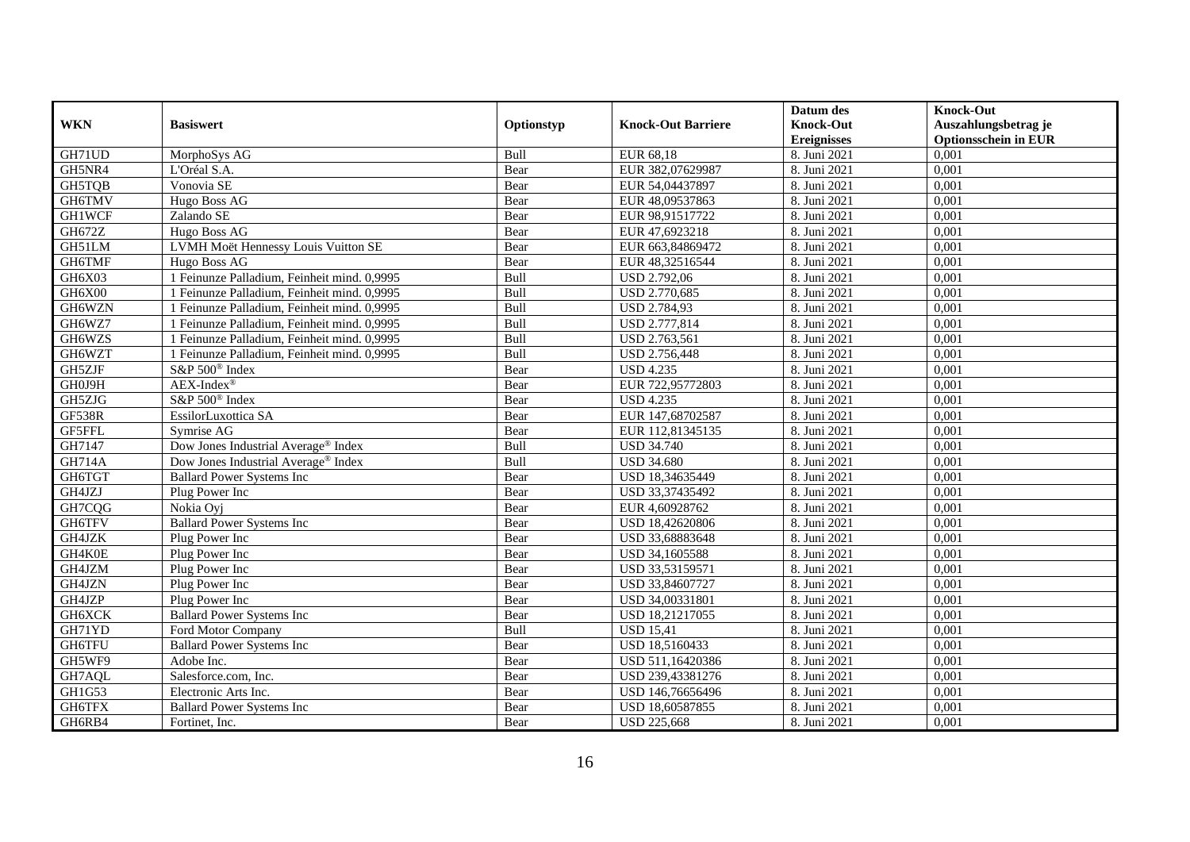| WKN | Basiswert | Optionstyp | Knock-Out Barriere | Datum des Knock-Out Ereignisses | Knock-Out Auszahlungsbetrag je Optionsschein in EUR |
|---|---|---|---|---|---|
| GH71UD | MorphoSys AG | Bull | EUR 68,18 | 8. Juni 2021 | 0,001 |
| GH5NR4 | L'Oréal S.A. | Bear | EUR 382,07629987 | 8. Juni 2021 | 0,001 |
| GH5TQB | Vonovia SE | Bear | EUR 54,04437897 | 8. Juni 2021 | 0,001 |
| GH6TMV | Hugo Boss AG | Bear | EUR 48,09537863 | 8. Juni 2021 | 0,001 |
| GH1WCF | Zalando SE | Bear | EUR 98,91517722 | 8. Juni 2021 | 0,001 |
| GH672Z | Hugo Boss AG | Bear | EUR 47,6923218 | 8. Juni 2021 | 0,001 |
| GH51LM | LVMH Moët Hennessy Louis Vuitton SE | Bear | EUR 663,84869472 | 8. Juni 2021 | 0,001 |
| GH6TMF | Hugo Boss AG | Bear | EUR 48,32516544 | 8. Juni 2021 | 0,001 |
| GH6X03 | 1 Feinunze Palladium, Feinheit mind. 0,9995 | Bull | USD 2.792,06 | 8. Juni 2021 | 0,001 |
| GH6X00 | 1 Feinunze Palladium, Feinheit mind. 0,9995 | Bull | USD 2.770,685 | 8. Juni 2021 | 0,001 |
| GH6WZN | 1 Feinunze Palladium, Feinheit mind. 0,9995 | Bull | USD 2.784,93 | 8. Juni 2021 | 0,001 |
| GH6WZ7 | 1 Feinunze Palladium, Feinheit mind. 0,9995 | Bull | USD 2.777,814 | 8. Juni 2021 | 0,001 |
| GH6WZS | 1 Feinunze Palladium, Feinheit mind. 0,9995 | Bull | USD 2.763,561 | 8. Juni 2021 | 0,001 |
| GH6WZT | 1 Feinunze Palladium, Feinheit mind. 0,9995 | Bull | USD 2.756,448 | 8. Juni 2021 | 0,001 |
| GH5ZJF | S&P 500® Index | Bear | USD 4.235 | 8. Juni 2021 | 0,001 |
| GH0J9H | AEX-Index® | Bear | EUR 722,95772803 | 8. Juni 2021 | 0,001 |
| GH5ZJG | S&P 500® Index | Bear | USD 4.235 | 8. Juni 2021 | 0,001 |
| GF538R | EssilorLuxottica SA | Bear | EUR 147,68702587 | 8. Juni 2021 | 0,001 |
| GF5FFL | Symrise AG | Bear | EUR 112,81345135 | 8. Juni 2021 | 0,001 |
| GH7147 | Dow Jones Industrial Average® Index | Bull | USD 34.740 | 8. Juni 2021 | 0,001 |
| GH714A | Dow Jones Industrial Average® Index | Bull | USD 34.680 | 8. Juni 2021 | 0,001 |
| GH6TGT | Ballard Power Systems Inc | Bear | USD 18,34635449 | 8. Juni 2021 | 0,001 |
| GH4JZJ | Plug Power Inc | Bear | USD 33,37435492 | 8. Juni 2021 | 0,001 |
| GH7CQG | Nokia Oyj | Bear | EUR 4,60928762 | 8. Juni 2021 | 0,001 |
| GH6TFV | Ballard Power Systems Inc | Bear | USD 18,42620806 | 8. Juni 2021 | 0,001 |
| GH4JZK | Plug Power Inc | Bear | USD 33,68883648 | 8. Juni 2021 | 0,001 |
| GH4K0E | Plug Power Inc | Bear | USD 34,1605588 | 8. Juni 2021 | 0,001 |
| GH4JZM | Plug Power Inc | Bear | USD 33,53159571 | 8. Juni 2021 | 0,001 |
| GH4JZN | Plug Power Inc | Bear | USD 33,84607727 | 8. Juni 2021 | 0,001 |
| GH4JZP | Plug Power Inc | Bear | USD 34,00331801 | 8. Juni 2021 | 0,001 |
| GH6XCK | Ballard Power Systems Inc | Bear | USD 18,21217055 | 8. Juni 2021 | 0,001 |
| GH71YD | Ford Motor Company | Bull | USD 15,41 | 8. Juni 2021 | 0,001 |
| GH6TFU | Ballard Power Systems Inc | Bear | USD 18,5160433 | 8. Juni 2021 | 0,001 |
| GH5WF9 | Adobe Inc. | Bear | USD 511,16420386 | 8. Juni 2021 | 0,001 |
| GH7AQL | Salesforce.com, Inc. | Bear | USD 239,43381276 | 8. Juni 2021 | 0,001 |
| GH1G53 | Electronic Arts Inc. | Bear | USD 146,76656496 | 8. Juni 2021 | 0,001 |
| GH6TFX | Ballard Power Systems Inc | Bear | USD 18,60587855 | 8. Juni 2021 | 0,001 |
| GH6RB4 | Fortinet, Inc. | Bear | USD 225,668 | 8. Juni 2021 | 0,001 |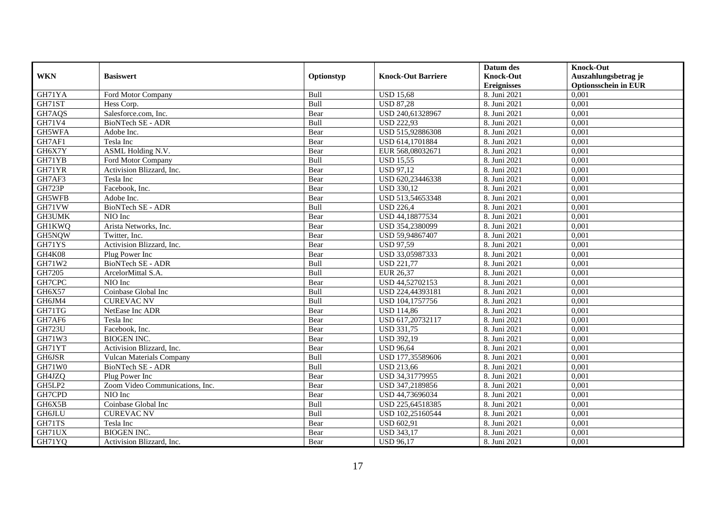| WKN | Basiswert | Optionstyp | Knock-Out Barriere | Datum des Knock-Out Ereignisses | Knock-Out Auszahlungsbetrag je Optionsschein in EUR |
|---|---|---|---|---|---|
| GH71YA | Ford Motor Company | Bull | USD 15,68 | 8. Juni 2021 | 0,001 |
| GH71ST | Hess Corp. | Bull | USD 87,28 | 8. Juni 2021 | 0,001 |
| GH7AQS | Salesforce.com, Inc. | Bear | USD 240,61328967 | 8. Juni 2021 | 0,001 |
| GH71V4 | BioNTech SE - ADR | Bull | USD 222,93 | 8. Juni 2021 | 0,001 |
| GH5WFA | Adobe Inc. | Bear | USD 515,92886308 | 8. Juni 2021 | 0,001 |
| GH7AF1 | Tesla Inc | Bear | USD 614,1701884 | 8. Juni 2021 | 0,001 |
| GH6X7Y | ASML Holding N.V. | Bear | EUR 568,08032671 | 8. Juni 2021 | 0,001 |
| GH71YB | Ford Motor Company | Bull | USD 15,55 | 8. Juni 2021 | 0,001 |
| GH71YR | Activision Blizzard, Inc. | Bear | USD 97,12 | 8. Juni 2021 | 0,001 |
| GH7AF3 | Tesla Inc | Bear | USD 620,23446338 | 8. Juni 2021 | 0,001 |
| GH723P | Facebook, Inc. | Bear | USD 330,12 | 8. Juni 2021 | 0,001 |
| GH5WFB | Adobe Inc. | Bear | USD 513,54653348 | 8. Juni 2021 | 0,001 |
| GH71VW | BioNTech SE - ADR | Bull | USD 226,4 | 8. Juni 2021 | 0,001 |
| GH3UMK | NIO Inc | Bear | USD 44,18877534 | 8. Juni 2021 | 0,001 |
| GH1KWQ | Arista Networks, Inc. | Bear | USD 354,2380099 | 8. Juni 2021 | 0,001 |
| GH5NQW | Twitter, Inc. | Bear | USD 59,94867407 | 8. Juni 2021 | 0,001 |
| GH71YS | Activision Blizzard, Inc. | Bear | USD 97,59 | 8. Juni 2021 | 0,001 |
| GH4K08 | Plug Power Inc | Bear | USD 33,05987333 | 8. Juni 2021 | 0,001 |
| GH71W2 | BioNTech SE - ADR | Bull | USD 221,77 | 8. Juni 2021 | 0,001 |
| GH7205 | ArcelorMittal S.A. | Bull | EUR 26,37 | 8. Juni 2021 | 0,001 |
| GH7CPC | NIO Inc | Bear | USD 44,52702153 | 8. Juni 2021 | 0,001 |
| GH6X57 | Coinbase Global Inc | Bull | USD 224,44393181 | 8. Juni 2021 | 0,001 |
| GH6JM4 | CUREVAC NV | Bull | USD 104,1757756 | 8. Juni 2021 | 0,001 |
| GH71TG | NetEase Inc ADR | Bear | USD 114,86 | 8. Juni 2021 | 0,001 |
| GH7AF6 | Tesla Inc | Bear | USD 617,20732117 | 8. Juni 2021 | 0,001 |
| GH723U | Facebook, Inc. | Bear | USD 331,75 | 8. Juni 2021 | 0,001 |
| GH71W3 | BIOGEN INC. | Bear | USD 392,19 | 8. Juni 2021 | 0,001 |
| GH71YT | Activision Blizzard, Inc. | Bear | USD 96,64 | 8. Juni 2021 | 0,001 |
| GH6JSR | Vulcan Materials Company | Bull | USD 177,35589606 | 8. Juni 2021 | 0,001 |
| GH71W0 | BioNTech SE - ADR | Bull | USD 213,66 | 8. Juni 2021 | 0,001 |
| GH4JZQ | Plug Power Inc | Bear | USD 34,31779955 | 8. Juni 2021 | 0,001 |
| GH5LP2 | Zoom Video Communications, Inc. | Bear | USD 347,2189856 | 8. Juni 2021 | 0,001 |
| GH7CPD | NIO Inc | Bear | USD 44,73696034 | 8. Juni 2021 | 0,001 |
| GH6X5B | Coinbase Global Inc | Bull | USD 225,64518385 | 8. Juni 2021 | 0,001 |
| GH6JLU | CUREVAC NV | Bull | USD 102,25160544 | 8. Juni 2021 | 0,001 |
| GH71TS | Tesla Inc | Bear | USD 602,91 | 8. Juni 2021 | 0,001 |
| GH71UX | BIOGEN INC. | Bear | USD 343,17 | 8. Juni 2021 | 0,001 |
| GH71YQ | Activision Blizzard, Inc. | Bear | USD 96,17 | 8. Juni 2021 | 0,001 |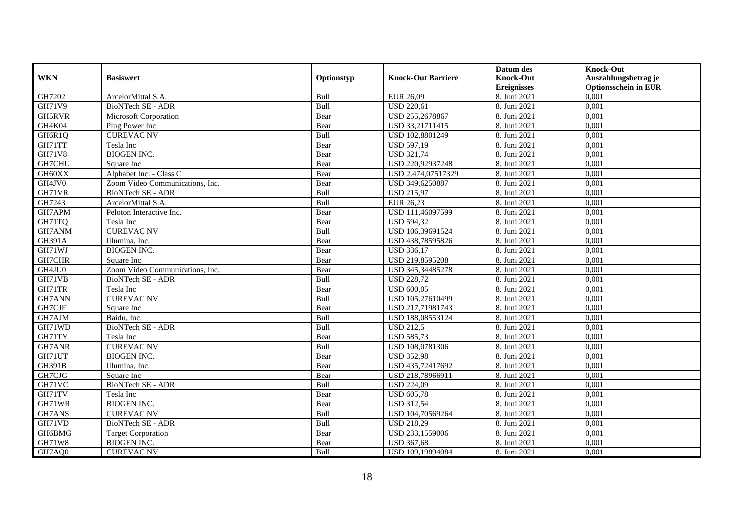| WKN | Basiswert | Optionstyp | Knock-Out Barriere | Datum des Knock-Out Ereignisses | Knock-Out Auszahlungsbetrag je Optionsschein in EUR |
|---|---|---|---|---|---|
| GH7202 | ArcelorMittal S.A. | Bull | EUR 26,09 | 8. Juni 2021 | 0,001 |
| GH71V9 | BioNTech SE - ADR | Bull | USD 220,61 | 8. Juni 2021 | 0,001 |
| GH5RVR | Microsoft Corporation | Bear | USD 255,2678867 | 8. Juni 2021 | 0,001 |
| GH4K04 | Plug Power Inc | Bear | USD 33,21711415 | 8. Juni 2021 | 0,001 |
| GH6R1Q | CUREVAC NV | Bull | USD 102,8801249 | 8. Juni 2021 | 0,001 |
| GH71TT | Tesla Inc | Bear | USD 597,19 | 8. Juni 2021 | 0,001 |
| GH71V8 | BIOGEN INC. | Bear | USD 321,74 | 8. Juni 2021 | 0,001 |
| GH7CHU | Square Inc | Bear | USD 220,92937248 | 8. Juni 2021 | 0,001 |
| GH60XX | Alphabet Inc. - Class C | Bear | USD 2.474,07517329 | 8. Juni 2021 | 0,001 |
| GH4JV0 | Zoom Video Communications, Inc. | Bear | USD 349,6250887 | 8. Juni 2021 | 0,001 |
| GH71VR | BioNTech SE - ADR | Bull | USD 215,97 | 8. Juni 2021 | 0,001 |
| GH7243 | ArcelorMittal S.A. | Bull | EUR 26,23 | 8. Juni 2021 | 0,001 |
| GH7APM | Peloton Interactive Inc. | Bear | USD 111,46097599 | 8. Juni 2021 | 0,001 |
| GH71TQ | Tesla Inc | Bear | USD 594,32 | 8. Juni 2021 | 0,001 |
| GH7ANM | CUREVAC NV | Bull | USD 106,39691524 | 8. Juni 2021 | 0,001 |
| GH391A | Illumina, Inc. | Bear | USD 438,78595826 | 8. Juni 2021 | 0,001 |
| GH71WJ | BIOGEN INC. | Bear | USD 336,17 | 8. Juni 2021 | 0,001 |
| GH7CHR | Square Inc | Bear | USD 219,8595208 | 8. Juni 2021 | 0,001 |
| GH4JU0 | Zoom Video Communications, Inc. | Bear | USD 345,34485278 | 8. Juni 2021 | 0,001 |
| GH71VB | BioNTech SE - ADR | Bull | USD 228,72 | 8. Juni 2021 | 0,001 |
| GH71TR | Tesla Inc | Bear | USD 600,05 | 8. Juni 2021 | 0,001 |
| GH7ANN | CUREVAC NV | Bull | USD 105,27610499 | 8. Juni 2021 | 0,001 |
| GH7CJF | Square Inc | Bear | USD 217,71981743 | 8. Juni 2021 | 0,001 |
| GH7AJM | Baidu, Inc. | Bull | USD 188,08553124 | 8. Juni 2021 | 0,001 |
| GH71WD | BioNTech SE - ADR | Bull | USD 212,5 | 8. Juni 2021 | 0,001 |
| GH71TY | Tesla Inc | Bear | USD 585,73 | 8. Juni 2021 | 0,001 |
| GH7ANR | CUREVAC NV | Bull | USD 108,0781306 | 8. Juni 2021 | 0,001 |
| GH71UT | BIOGEN INC. | Bear | USD 352,98 | 8. Juni 2021 | 0,001 |
| GH391B | Illumina, Inc. | Bear | USD 435,72417692 | 8. Juni 2021 | 0,001 |
| GH7CJG | Square Inc | Bear | USD 218,78966911 | 8. Juni 2021 | 0,001 |
| GH71VC | BioNTech SE - ADR | Bull | USD 224,09 | 8. Juni 2021 | 0,001 |
| GH71TV | Tesla Inc | Bear | USD 605,78 | 8. Juni 2021 | 0,001 |
| GH71WR | BIOGEN INC. | Bear | USD 312,54 | 8. Juni 2021 | 0,001 |
| GH7ANS | CUREVAC NV | Bull | USD 104,70569264 | 8. Juni 2021 | 0,001 |
| GH71VD | BioNTech SE - ADR | Bull | USD 218,29 | 8. Juni 2021 | 0,001 |
| GH6BMG | Target Corporation | Bear | USD 233,1559006 | 8. Juni 2021 | 0,001 |
| GH71W8 | BIOGEN INC. | Bear | USD 367,68 | 8. Juni 2021 | 0,001 |
| GH7AQ0 | CUREVAC NV | Bull | USD 109,19894084 | 8. Juni 2021 | 0,001 |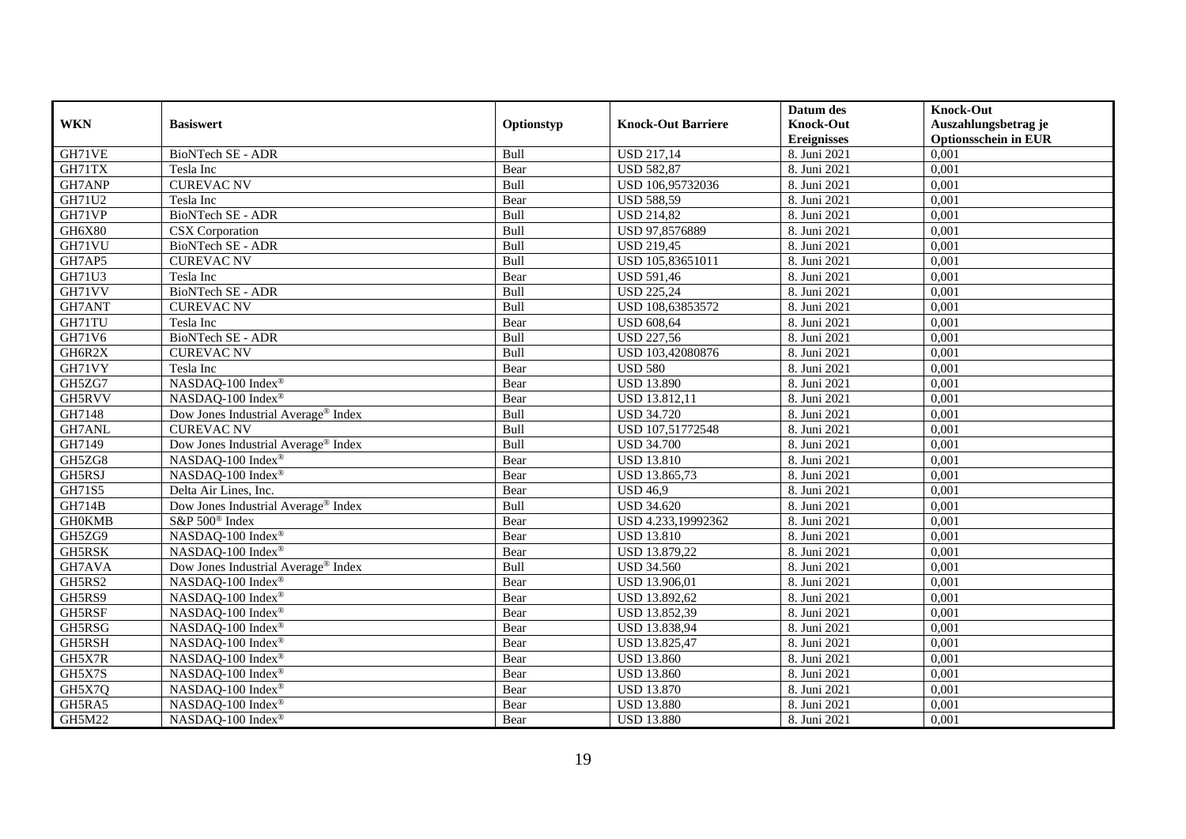| WKN | Basiswert | Optionstyp | Knock-Out Barriere | Datum des Knock-Out Ereignisses | Knock-Out Auszahlungsbetrag je Optionsschein in EUR |
|---|---|---|---|---|---|
| GH71VE | BioNTech SE - ADR | Bull | USD 217,14 | 8. Juni 2021 | 0,001 |
| GH71TX | Tesla Inc | Bear | USD 582,87 | 8. Juni 2021 | 0,001 |
| GH7ANP | CUREVAC NV | Bull | USD 106,95732036 | 8. Juni 2021 | 0,001 |
| GH71U2 | Tesla Inc | Bear | USD 588,59 | 8. Juni 2021 | 0,001 |
| GH71VP | BioNTech SE - ADR | Bull | USD 214,82 | 8. Juni 2021 | 0,001 |
| GH6X80 | CSX Corporation | Bull | USD 97,8576889 | 8. Juni 2021 | 0,001 |
| GH71VU | BioNTech SE - ADR | Bull | USD 219,45 | 8. Juni 2021 | 0,001 |
| GH7AP5 | CUREVAC NV | Bull | USD 105,83651011 | 8. Juni 2021 | 0,001 |
| GH71U3 | Tesla Inc | Bear | USD 591,46 | 8. Juni 2021 | 0,001 |
| GH71VV | BioNTech SE - ADR | Bull | USD 225,24 | 8. Juni 2021 | 0,001 |
| GH7ANT | CUREVAC NV | Bull | USD 108,63853572 | 8. Juni 2021 | 0,001 |
| GH71TU | Tesla Inc | Bear | USD 608,64 | 8. Juni 2021 | 0,001 |
| GH71V6 | BioNTech SE - ADR | Bull | USD 227,56 | 8. Juni 2021 | 0,001 |
| GH6R2X | CUREVAC NV | Bull | USD 103,42080876 | 8. Juni 2021 | 0,001 |
| GH71VY | Tesla Inc | Bear | USD 580 | 8. Juni 2021 | 0,001 |
| GH5ZG7 | NASDAQ-100 Index® | Bear | USD 13.890 | 8. Juni 2021 | 0,001 |
| GH5RVV | NASDAQ-100 Index® | Bear | USD 13.812,11 | 8. Juni 2021 | 0,001 |
| GH7148 | Dow Jones Industrial Average® Index | Bull | USD 34.720 | 8. Juni 2021 | 0,001 |
| GH7ANL | CUREVAC NV | Bull | USD 107,51772548 | 8. Juni 2021 | 0,001 |
| GH7149 | Dow Jones Industrial Average® Index | Bull | USD 34.700 | 8. Juni 2021 | 0,001 |
| GH5ZG8 | NASDAQ-100 Index® | Bear | USD 13.810 | 8. Juni 2021 | 0,001 |
| GH5RSJ | NASDAQ-100 Index® | Bear | USD 13.865,73 | 8. Juni 2021 | 0,001 |
| GH71S5 | Delta Air Lines, Inc. | Bear | USD 46,9 | 8. Juni 2021 | 0,001 |
| GH714B | Dow Jones Industrial Average® Index | Bull | USD 34.620 | 8. Juni 2021 | 0,001 |
| GH0KMB | S&P 500® Index | Bear | USD 4.233,19992362 | 8. Juni 2021 | 0,001 |
| GH5ZG9 | NASDAQ-100 Index® | Bear | USD 13.810 | 8. Juni 2021 | 0,001 |
| GH5RSK | NASDAQ-100 Index® | Bear | USD 13.879,22 | 8. Juni 2021 | 0,001 |
| GH7AVA | Dow Jones Industrial Average® Index | Bull | USD 34.560 | 8. Juni 2021 | 0,001 |
| GH5RS2 | NASDAQ-100 Index® | Bear | USD 13.906,01 | 8. Juni 2021 | 0,001 |
| GH5RS9 | NASDAQ-100 Index® | Bear | USD 13.892,62 | 8. Juni 2021 | 0,001 |
| GH5RSF | NASDAQ-100 Index® | Bear | USD 13.852,39 | 8. Juni 2021 | 0,001 |
| GH5RSG | NASDAQ-100 Index® | Bear | USD 13.838,94 | 8. Juni 2021 | 0,001 |
| GH5RSH | NASDAQ-100 Index® | Bear | USD 13.825,47 | 8. Juni 2021 | 0,001 |
| GH5X7R | NASDAQ-100 Index® | Bear | USD 13.860 | 8. Juni 2021 | 0,001 |
| GH5X7S | NASDAQ-100 Index® | Bear | USD 13.860 | 8. Juni 2021 | 0,001 |
| GH5X7Q | NASDAQ-100 Index® | Bear | USD 13.870 | 8. Juni 2021 | 0,001 |
| GH5RA5 | NASDAQ-100 Index® | Bear | USD 13.880 | 8. Juni 2021 | 0,001 |
| GH5M22 | NASDAQ-100 Index® | Bear | USD 13.880 | 8. Juni 2021 | 0,001 |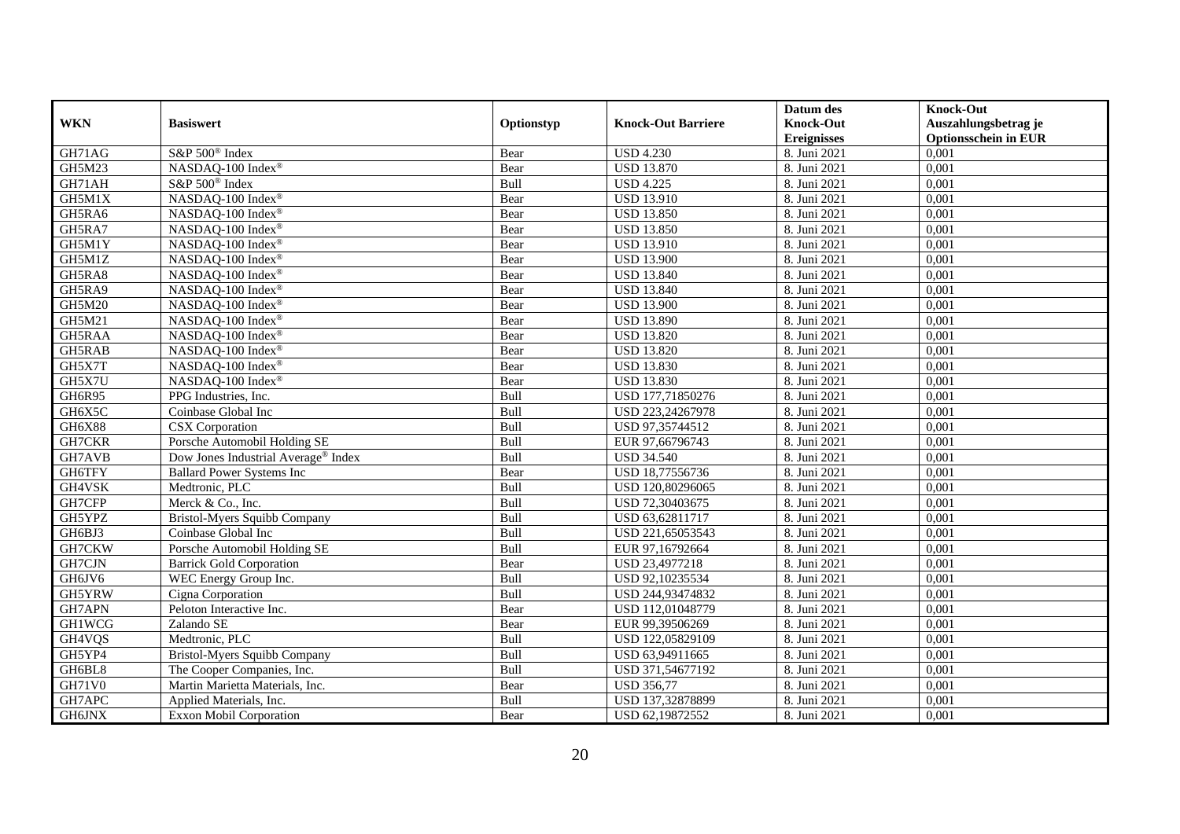| WKN | Basiswert | Optionstyp | Knock-Out Barriere | Datum des Knock-Out Ereignisses | Knock-Out Auszahlungsbetrag je Optionsschein in EUR |
|---|---|---|---|---|---|
| GH71AG | S&P 500® Index | Bear | USD 4.230 | 8. Juni 2021 | 0,001 |
| GH5M23 | NASDAQ-100 Index® | Bear | USD 13.870 | 8. Juni 2021 | 0,001 |
| GH71AH | S&P 500® Index | Bull | USD 4.225 | 8. Juni 2021 | 0,001 |
| GH5M1X | NASDAQ-100 Index® | Bear | USD 13.910 | 8. Juni 2021 | 0,001 |
| GH5RA6 | NASDAQ-100 Index® | Bear | USD 13.850 | 8. Juni 2021 | 0,001 |
| GH5RA7 | NASDAQ-100 Index® | Bear | USD 13.850 | 8. Juni 2021 | 0,001 |
| GH5M1Y | NASDAQ-100 Index® | Bear | USD 13.910 | 8. Juni 2021 | 0,001 |
| GH5M1Z | NASDAQ-100 Index® | Bear | USD 13.900 | 8. Juni 2021 | 0,001 |
| GH5RA8 | NASDAQ-100 Index® | Bear | USD 13.840 | 8. Juni 2021 | 0,001 |
| GH5RA9 | NASDAQ-100 Index® | Bear | USD 13.840 | 8. Juni 2021 | 0,001 |
| GH5M20 | NASDAQ-100 Index® | Bear | USD 13.900 | 8. Juni 2021 | 0,001 |
| GH5M21 | NASDAQ-100 Index® | Bear | USD 13.890 | 8. Juni 2021 | 0,001 |
| GH5RAA | NASDAQ-100 Index® | Bear | USD 13.820 | 8. Juni 2021 | 0,001 |
| GH5RAB | NASDAQ-100 Index® | Bear | USD 13.820 | 8. Juni 2021 | 0,001 |
| GH5X7T | NASDAQ-100 Index® | Bear | USD 13.830 | 8. Juni 2021 | 0,001 |
| GH5X7U | NASDAQ-100 Index® | Bear | USD 13.830 | 8. Juni 2021 | 0,001 |
| GH6R95 | PPG Industries, Inc. | Bull | USD 177,71850276 | 8. Juni 2021 | 0,001 |
| GH6X5C | Coinbase Global Inc | Bull | USD 223,24267978 | 8. Juni 2021 | 0,001 |
| GH6X88 | CSX Corporation | Bull | USD 97,35744512 | 8. Juni 2021 | 0,001 |
| GH7CKR | Porsche Automobil Holding SE | Bull | EUR 97,66796743 | 8. Juni 2021 | 0,001 |
| GH7AVB | Dow Jones Industrial Average® Index | Bull | USD 34.540 | 8. Juni 2021 | 0,001 |
| GH6TFY | Ballard Power Systems Inc | Bear | USD 18,77556736 | 8. Juni 2021 | 0,001 |
| GH4VSK | Medtronic, PLC | Bull | USD 120,80296065 | 8. Juni 2021 | 0,001 |
| GH7CFP | Merck & Co., Inc. | Bull | USD 72,30403675 | 8. Juni 2021 | 0,001 |
| GH5YPZ | Bristol-Myers Squibb Company | Bull | USD 63,62811717 | 8. Juni 2021 | 0,001 |
| GH6BJ3 | Coinbase Global Inc | Bull | USD 221,65053543 | 8. Juni 2021 | 0,001 |
| GH7CKW | Porsche Automobil Holding SE | Bull | EUR 97,16792664 | 8. Juni 2021 | 0,001 |
| GH7CJN | Barrick Gold Corporation | Bear | USD 23,4977218 | 8. Juni 2021 | 0,001 |
| GH6JV6 | WEC Energy Group Inc. | Bull | USD 92,10235534 | 8. Juni 2021 | 0,001 |
| GH5YRW | Cigna Corporation | Bull | USD 244,93474832 | 8. Juni 2021 | 0,001 |
| GH7APN | Peloton Interactive Inc. | Bear | USD 112,01048779 | 8. Juni 2021 | 0,001 |
| GH1WCG | Zalando SE | Bear | EUR 99,39506269 | 8. Juni 2021 | 0,001 |
| GH4VQS | Medtronic, PLC | Bull | USD 122,05829109 | 8. Juni 2021 | 0,001 |
| GH5YP4 | Bristol-Myers Squibb Company | Bull | USD 63,94911665 | 8. Juni 2021 | 0,001 |
| GH6BL8 | The Cooper Companies, Inc. | Bull | USD 371,54677192 | 8. Juni 2021 | 0,001 |
| GH71V0 | Martin Marietta Materials, Inc. | Bear | USD 356,77 | 8. Juni 2021 | 0,001 |
| GH7APC | Applied Materials, Inc. | Bull | USD 137,32878899 | 8. Juni 2021 | 0,001 |
| GH6JNX | Exxon Mobil Corporation | Bear | USD 62,19872552 | 8. Juni 2021 | 0,001 |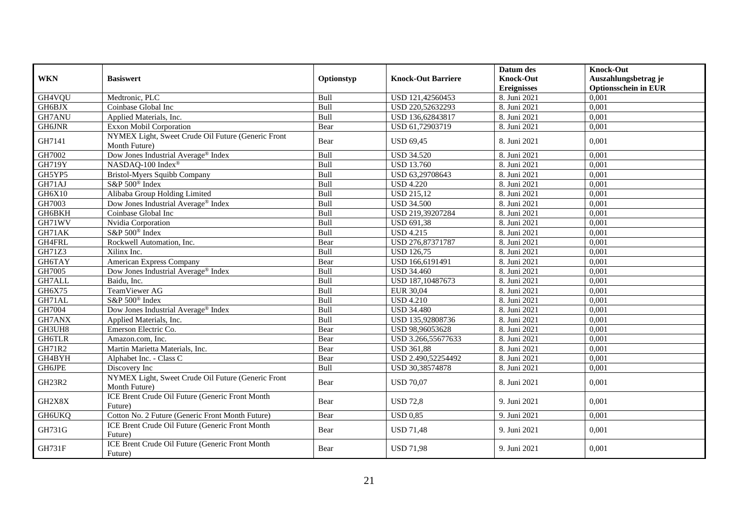| WKN | Basiswert | Optionstyp | Knock-Out Barriere | Datum des Knock-Out Ereignisses | Knock-Out Auszahlungsbetrag je Optionsschein in EUR |
|---|---|---|---|---|---|
| GH4VQU | Medtronic, PLC | Bull | USD 121,42560453 | 8. Juni 2021 | 0,001 |
| GH6BJX | Coinbase Global Inc | Bull | USD 220,52632293 | 8. Juni 2021 | 0,001 |
| GH7ANU | Applied Materials, Inc. | Bull | USD 136,62843817 | 8. Juni 2021 | 0,001 |
| GH6JNR | Exxon Mobil Corporation | Bear | USD 61,72903719 | 8. Juni 2021 | 0,001 |
| GH7141 | NYMEX Light, Sweet Crude Oil Future (Generic Front Month Future) | Bear | USD 69,45 | 8. Juni 2021 | 0,001 |
| GH7002 | Dow Jones Industrial Average® Index | Bull | USD 34.520 | 8. Juni 2021 | 0,001 |
| GH719Y | NASDAQ-100 Index® | Bull | USD 13.760 | 8. Juni 2021 | 0,001 |
| GH5YP5 | Bristol-Myers Squibb Company | Bull | USD 63,29708643 | 8. Juni 2021 | 0,001 |
| GH71AJ | S&P 500® Index | Bull | USD 4.220 | 8. Juni 2021 | 0,001 |
| GH6X10 | Alibaba Group Holding Limited | Bull | USD 215,12 | 8. Juni 2021 | 0,001 |
| GH7003 | Dow Jones Industrial Average® Index | Bull | USD 34.500 | 8. Juni 2021 | 0,001 |
| GH6BKH | Coinbase Global Inc | Bull | USD 219,39207284 | 8. Juni 2021 | 0,001 |
| GH71WV | Nvidia Corporation | Bull | USD 691,38 | 8. Juni 2021 | 0,001 |
| GH71AK | S&P 500® Index | Bull | USD 4.215 | 8. Juni 2021 | 0,001 |
| GH4FRL | Rockwell Automation, Inc. | Bear | USD 276,87371787 | 8. Juni 2021 | 0,001 |
| GH71Z3 | Xilinx Inc. | Bull | USD 126,75 | 8. Juni 2021 | 0,001 |
| GH6TAY | American Express Company | Bear | USD 166,6191491 | 8. Juni 2021 | 0,001 |
| GH7005 | Dow Jones Industrial Average® Index | Bull | USD 34.460 | 8. Juni 2021 | 0,001 |
| GH7ALL | Baidu, Inc. | Bull | USD 187,10487673 | 8. Juni 2021 | 0,001 |
| GH6X75 | TeamViewer AG | Bull | EUR 30,04 | 8. Juni 2021 | 0,001 |
| GH71AL | S&P 500® Index | Bull | USD 4.210 | 8. Juni 2021 | 0,001 |
| GH7004 | Dow Jones Industrial Average® Index | Bull | USD 34.480 | 8. Juni 2021 | 0,001 |
| GH7ANX | Applied Materials, Inc. | Bull | USD 135,92808736 | 8. Juni 2021 | 0,001 |
| GH3UH8 | Emerson Electric Co. | Bear | USD 98,96053628 | 8. Juni 2021 | 0,001 |
| GH6TLR | Amazon.com, Inc. | Bear | USD 3.266,55677633 | 8. Juni 2021 | 0,001 |
| GH71R2 | Martin Marietta Materials, Inc. | Bear | USD 361,88 | 8. Juni 2021 | 0,001 |
| GH4BYH | Alphabet Inc. - Class C | Bear | USD 2.490,52254492 | 8. Juni 2021 | 0,001 |
| GH6JPE | Discovery Inc | Bull | USD 30,38574878 | 8. Juni 2021 | 0,001 |
| GH23R2 | NYMEX Light, Sweet Crude Oil Future (Generic Front Month Future) | Bear | USD 70,07 | 8. Juni 2021 | 0,001 |
| GH2X8X | ICE Brent Crude Oil Future (Generic Front Month Future) | Bear | USD 72,8 | 9. Juni 2021 | 0,001 |
| GH6UKQ | Cotton No. 2 Future (Generic Front Month Future) | Bear | USD 0,85 | 9. Juni 2021 | 0,001 |
| GH731G | ICE Brent Crude Oil Future (Generic Front Month Future) | Bear | USD 71,48 | 9. Juni 2021 | 0,001 |
| GH731F | ICE Brent Crude Oil Future (Generic Front Month Future) | Bear | USD 71,98 | 9. Juni 2021 | 0,001 |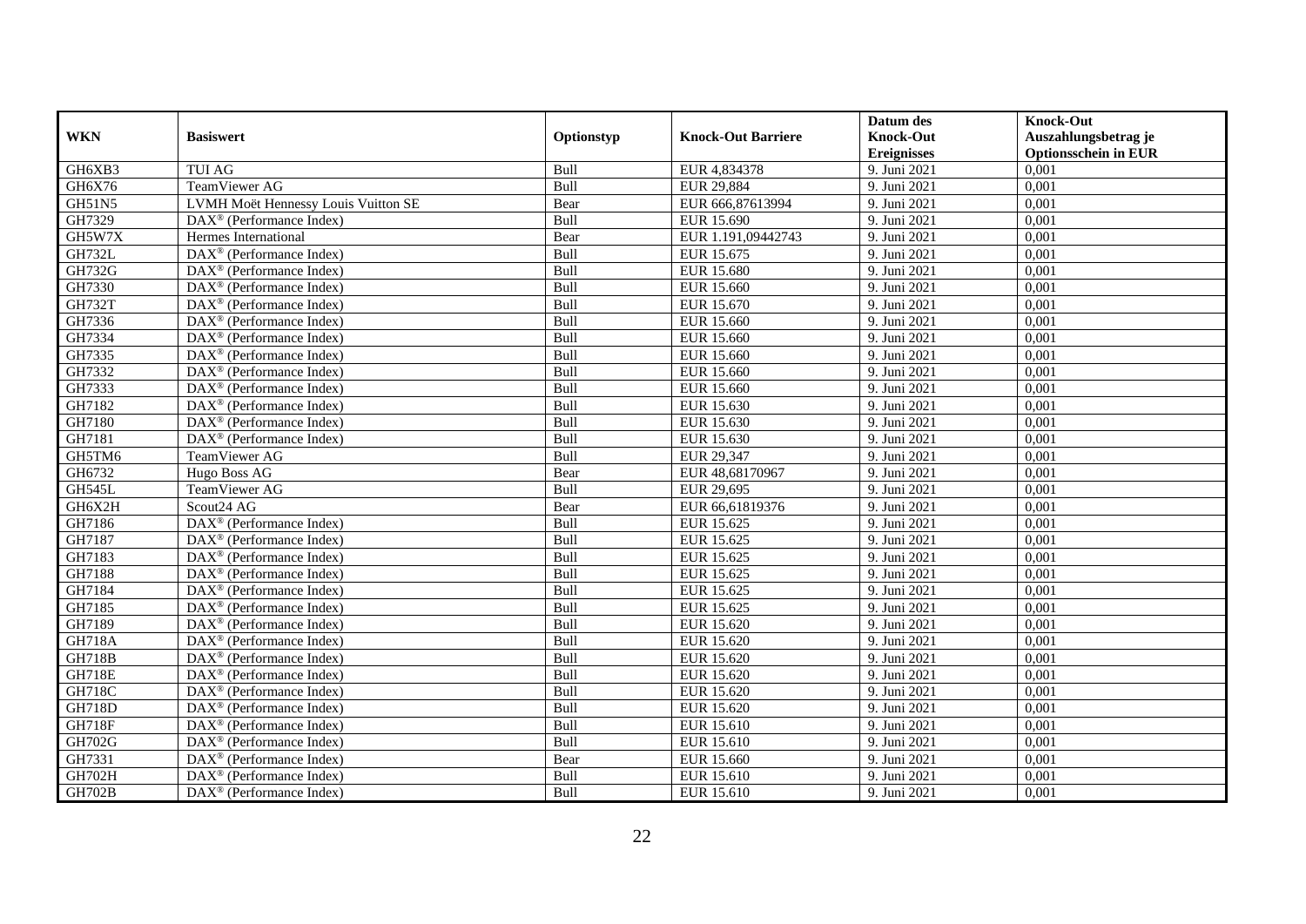| WKN | Basiswert | Optionstyp | Knock-Out Barriere | Datum des Knock-Out Ereignisses | Knock-Out Auszahlungsbetrag je Optionsschein in EUR |
|---|---|---|---|---|---|
| GH6XB3 | TUI AG | Bull | EUR 4,834378 | 9. Juni 2021 | 0,001 |
| GH6X76 | TeamViewer AG | Bull | EUR 29,884 | 9. Juni 2021 | 0,001 |
| GH51N5 | LVMH Moët Hennessy Louis Vuitton SE | Bear | EUR 666,87613994 | 9. Juni 2021 | 0,001 |
| GH7329 | DAX® (Performance Index) | Bull | EUR 15.690 | 9. Juni 2021 | 0,001 |
| GH5W7X | Hermes International | Bear | EUR 1.191,09442743 | 9. Juni 2021 | 0,001 |
| GH732L | DAX® (Performance Index) | Bull | EUR 15.675 | 9. Juni 2021 | 0,001 |
| GH732G | DAX® (Performance Index) | Bull | EUR 15.680 | 9. Juni 2021 | 0,001 |
| GH7330 | DAX® (Performance Index) | Bull | EUR 15.660 | 9. Juni 2021 | 0,001 |
| GH732T | DAX® (Performance Index) | Bull | EUR 15.670 | 9. Juni 2021 | 0,001 |
| GH7336 | DAX® (Performance Index) | Bull | EUR 15.660 | 9. Juni 2021 | 0,001 |
| GH7334 | DAX® (Performance Index) | Bull | EUR 15.660 | 9. Juni 2021 | 0,001 |
| GH7335 | DAX® (Performance Index) | Bull | EUR 15.660 | 9. Juni 2021 | 0,001 |
| GH7332 | DAX® (Performance Index) | Bull | EUR 15.660 | 9. Juni 2021 | 0,001 |
| GH7333 | DAX® (Performance Index) | Bull | EUR 15.660 | 9. Juni 2021 | 0,001 |
| GH7182 | DAX® (Performance Index) | Bull | EUR 15.630 | 9. Juni 2021 | 0,001 |
| GH7180 | DAX® (Performance Index) | Bull | EUR 15.630 | 9. Juni 2021 | 0,001 |
| GH7181 | DAX® (Performance Index) | Bull | EUR 15.630 | 9. Juni 2021 | 0,001 |
| GH5TM6 | TeamViewer AG | Bull | EUR 29,347 | 9. Juni 2021 | 0,001 |
| GH6732 | Hugo Boss AG | Bear | EUR 48,68170967 | 9. Juni 2021 | 0,001 |
| GH545L | TeamViewer AG | Bull | EUR 29,695 | 9. Juni 2021 | 0,001 |
| GH6X2H | Scout24 AG | Bear | EUR 66,61819376 | 9. Juni 2021 | 0,001 |
| GH7186 | DAX® (Performance Index) | Bull | EUR 15.625 | 9. Juni 2021 | 0,001 |
| GH7187 | DAX® (Performance Index) | Bull | EUR 15.625 | 9. Juni 2021 | 0,001 |
| GH7183 | DAX® (Performance Index) | Bull | EUR 15.625 | 9. Juni 2021 | 0,001 |
| GH7188 | DAX® (Performance Index) | Bull | EUR 15.625 | 9. Juni 2021 | 0,001 |
| GH7184 | DAX® (Performance Index) | Bull | EUR 15.625 | 9. Juni 2021 | 0,001 |
| GH7185 | DAX® (Performance Index) | Bull | EUR 15.625 | 9. Juni 2021 | 0,001 |
| GH7189 | DAX® (Performance Index) | Bull | EUR 15.620 | 9. Juni 2021 | 0,001 |
| GH718A | DAX® (Performance Index) | Bull | EUR 15.620 | 9. Juni 2021 | 0,001 |
| GH718B | DAX® (Performance Index) | Bull | EUR 15.620 | 9. Juni 2021 | 0,001 |
| GH718E | DAX® (Performance Index) | Bull | EUR 15.620 | 9. Juni 2021 | 0,001 |
| GH718C | DAX® (Performance Index) | Bull | EUR 15.620 | 9. Juni 2021 | 0,001 |
| GH718D | DAX® (Performance Index) | Bull | EUR 15.620 | 9. Juni 2021 | 0,001 |
| GH718F | DAX® (Performance Index) | Bull | EUR 15.610 | 9. Juni 2021 | 0,001 |
| GH702G | DAX® (Performance Index) | Bull | EUR 15.610 | 9. Juni 2021 | 0,001 |
| GH7331 | DAX® (Performance Index) | Bear | EUR 15.660 | 9. Juni 2021 | 0,001 |
| GH702H | DAX® (Performance Index) | Bull | EUR 15.610 | 9. Juni 2021 | 0,001 |
| GH702B | DAX® (Performance Index) | Bull | EUR 15.610 | 9. Juni 2021 | 0,001 |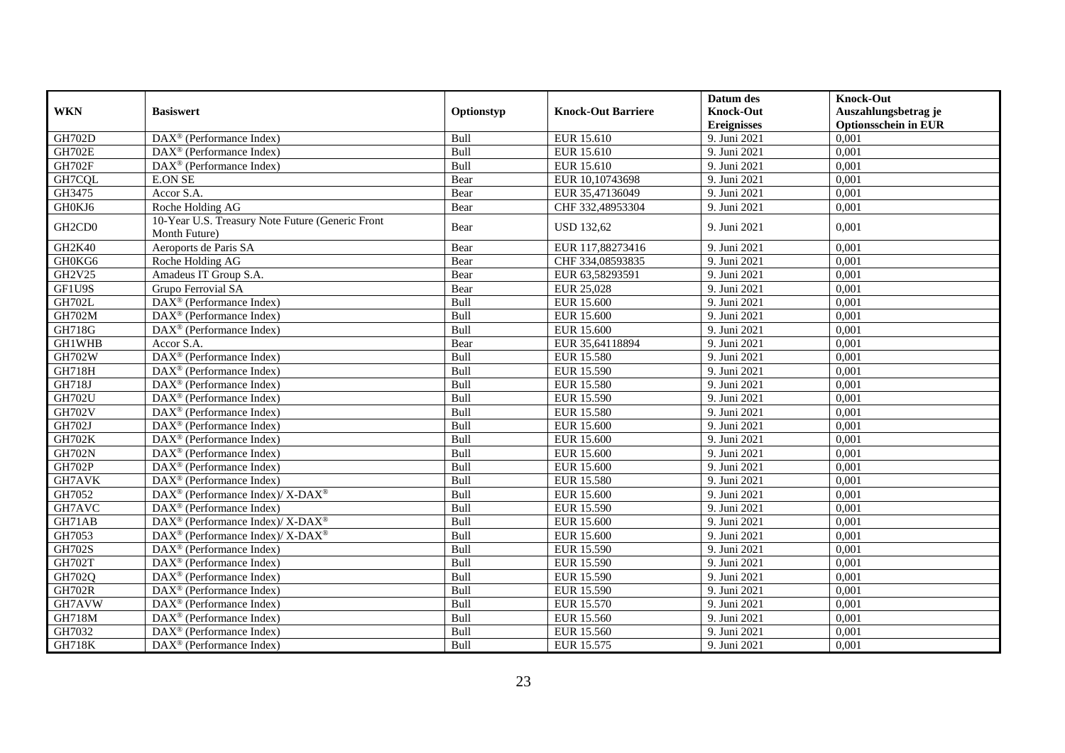| WKN | Basiswert | Optionstyp | Knock-Out Barriere | Datum des Knock-Out Ereignisses | Knock-Out Auszahlungsbetrag je Optionsschein in EUR |
|---|---|---|---|---|---|
| GH702D | DAX® (Performance Index) | Bull | EUR 15.610 | 9. Juni 2021 | 0,001 |
| GH702E | DAX® (Performance Index) | Bull | EUR 15.610 | 9. Juni 2021 | 0,001 |
| GH702F | DAX® (Performance Index) | Bull | EUR 15.610 | 9. Juni 2021 | 0,001 |
| GH7CQL | E.ON SE | Bear | EUR 10,10743698 | 9. Juni 2021 | 0,001 |
| GH3475 | Accor S.A. | Bear | EUR 35,47136049 | 9. Juni 2021 | 0,001 |
| GH0KJ6 | Roche Holding AG | Bear | CHF 332,48953304 | 9. Juni 2021 | 0,001 |
| GH2CD0 | 10-Year U.S. Treasury Note Future (Generic Front Month Future) | Bear | USD 132,62 | 9. Juni 2021 | 0,001 |
| GH2K40 | Aeroports de Paris SA | Bear | EUR 117,88273416 | 9. Juni 2021 | 0,001 |
| GH0KG6 | Roche Holding AG | Bear | CHF 334,08593835 | 9. Juni 2021 | 0,001 |
| GH2V25 | Amadeus IT Group S.A. | Bear | EUR 63,58293591 | 9. Juni 2021 | 0,001 |
| GF1U9S | Grupo Ferrovial SA | Bear | EUR 25,028 | 9. Juni 2021 | 0,001 |
| GH702L | DAX® (Performance Index) | Bull | EUR 15.600 | 9. Juni 2021 | 0,001 |
| GH702M | DAX® (Performance Index) | Bull | EUR 15.600 | 9. Juni 2021 | 0,001 |
| GH718G | DAX® (Performance Index) | Bull | EUR 15.600 | 9. Juni 2021 | 0,001 |
| GH1WHB | Accor S.A. | Bear | EUR 35,64118894 | 9. Juni 2021 | 0,001 |
| GH702W | DAX® (Performance Index) | Bull | EUR 15.580 | 9. Juni 2021 | 0,001 |
| GH718H | DAX® (Performance Index) | Bull | EUR 15.590 | 9. Juni 2021 | 0,001 |
| GH718J | DAX® (Performance Index) | Bull | EUR 15.580 | 9. Juni 2021 | 0,001 |
| GH702U | DAX® (Performance Index) | Bull | EUR 15.590 | 9. Juni 2021 | 0,001 |
| GH702V | DAX® (Performance Index) | Bull | EUR 15.580 | 9. Juni 2021 | 0,001 |
| GH702J | DAX® (Performance Index) | Bull | EUR 15.600 | 9. Juni 2021 | 0,001 |
| GH702K | DAX® (Performance Index) | Bull | EUR 15.600 | 9. Juni 2021 | 0,001 |
| GH702N | DAX® (Performance Index) | Bull | EUR 15.600 | 9. Juni 2021 | 0,001 |
| GH702P | DAX® (Performance Index) | Bull | EUR 15.600 | 9. Juni 2021 | 0,001 |
| GH7AVK | DAX® (Performance Index) | Bull | EUR 15.580 | 9. Juni 2021 | 0,001 |
| GH7052 | DAX® (Performance Index)/ X-DAX® | Bull | EUR 15.600 | 9. Juni 2021 | 0,001 |
| GH7AVC | DAX® (Performance Index) | Bull | EUR 15.590 | 9. Juni 2021 | 0,001 |
| GH71AB | DAX® (Performance Index)/ X-DAX® | Bull | EUR 15.600 | 9. Juni 2021 | 0,001 |
| GH7053 | DAX® (Performance Index)/ X-DAX® | Bull | EUR 15.600 | 9. Juni 2021 | 0,001 |
| GH702S | DAX® (Performance Index) | Bull | EUR 15.590 | 9. Juni 2021 | 0,001 |
| GH702T | DAX® (Performance Index) | Bull | EUR 15.590 | 9. Juni 2021 | 0,001 |
| GH702Q | DAX® (Performance Index) | Bull | EUR 15.590 | 9. Juni 2021 | 0,001 |
| GH702R | DAX® (Performance Index) | Bull | EUR 15.590 | 9. Juni 2021 | 0,001 |
| GH7AVW | DAX® (Performance Index) | Bull | EUR 15.570 | 9. Juni 2021 | 0,001 |
| GH718M | DAX® (Performance Index) | Bull | EUR 15.560 | 9. Juni 2021 | 0,001 |
| GH7032 | DAX® (Performance Index) | Bull | EUR 15.560 | 9. Juni 2021 | 0,001 |
| GH718K | DAX® (Performance Index) | Bull | EUR 15.575 | 9. Juni 2021 | 0,001 |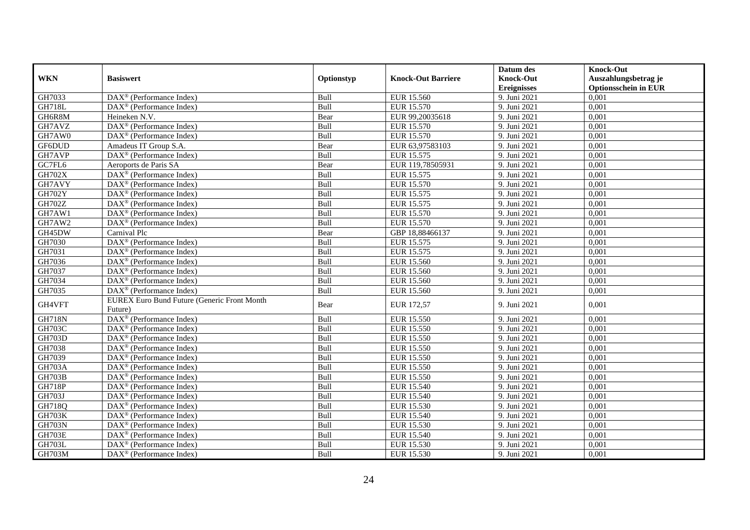| WKN | Basiswert | Optionstyp | Knock-Out Barriere | Datum des Knock-Out Ereignisses | Knock-Out Auszahlungsbetrag je Optionsschein in EUR |
|---|---|---|---|---|---|
| GH7033 | DAX® (Performance Index) | Bull | EUR 15.560 | 9. Juni 2021 | 0,001 |
| GH718L | DAX® (Performance Index) | Bull | EUR 15.570 | 9. Juni 2021 | 0,001 |
| GH6R8M | Heineken N.V. | Bear | EUR 99,20035618 | 9. Juni 2021 | 0,001 |
| GH7AVZ | DAX® (Performance Index) | Bull | EUR 15.570 | 9. Juni 2021 | 0,001 |
| GH7AW0 | DAX® (Performance Index) | Bull | EUR 15.570 | 9. Juni 2021 | 0,001 |
| GF6DUD | Amadeus IT Group S.A. | Bear | EUR 63,97583103 | 9. Juni 2021 | 0,001 |
| GH7AVP | DAX® (Performance Index) | Bull | EUR 15.575 | 9. Juni 2021 | 0,001 |
| GC7FL6 | Aeroports de Paris SA | Bear | EUR 119,78505931 | 9. Juni 2021 | 0,001 |
| GH702X | DAX® (Performance Index) | Bull | EUR 15.575 | 9. Juni 2021 | 0,001 |
| GH7AVY | DAX® (Performance Index) | Bull | EUR 15.570 | 9. Juni 2021 | 0,001 |
| GH702Y | DAX® (Performance Index) | Bull | EUR 15.575 | 9. Juni 2021 | 0,001 |
| GH702Z | DAX® (Performance Index) | Bull | EUR 15.575 | 9. Juni 2021 | 0,001 |
| GH7AW1 | DAX® (Performance Index) | Bull | EUR 15.570 | 9. Juni 2021 | 0,001 |
| GH7AW2 | DAX® (Performance Index) | Bull | EUR 15.570 | 9. Juni 2021 | 0,001 |
| GH45DW | Carnival Plc | Bear | GBP 18,88466137 | 9. Juni 2021 | 0,001 |
| GH7030 | DAX® (Performance Index) | Bull | EUR 15.575 | 9. Juni 2021 | 0,001 |
| GH7031 | DAX® (Performance Index) | Bull | EUR 15.575 | 9. Juni 2021 | 0,001 |
| GH7036 | DAX® (Performance Index) | Bull | EUR 15.560 | 9. Juni 2021 | 0,001 |
| GH7037 | DAX® (Performance Index) | Bull | EUR 15.560 | 9. Juni 2021 | 0,001 |
| GH7034 | DAX® (Performance Index) | Bull | EUR 15.560 | 9. Juni 2021 | 0,001 |
| GH7035 | DAX® (Performance Index) | Bull | EUR 15.560 | 9. Juni 2021 | 0,001 |
| GH4VFT | EUREX Euro Bund Future (Generic Front Month Future) | Bear | EUR 172,57 | 9. Juni 2021 | 0,001 |
| GH718N | DAX® (Performance Index) | Bull | EUR 15.550 | 9. Juni 2021 | 0,001 |
| GH703C | DAX® (Performance Index) | Bull | EUR 15.550 | 9. Juni 2021 | 0,001 |
| GH703D | DAX® (Performance Index) | Bull | EUR 15.550 | 9. Juni 2021 | 0,001 |
| GH7038 | DAX® (Performance Index) | Bull | EUR 15.550 | 9. Juni 2021 | 0,001 |
| GH7039 | DAX® (Performance Index) | Bull | EUR 15.550 | 9. Juni 2021 | 0,001 |
| GH703A | DAX® (Performance Index) | Bull | EUR 15.550 | 9. Juni 2021 | 0,001 |
| GH703B | DAX® (Performance Index) | Bull | EUR 15.550 | 9. Juni 2021 | 0,001 |
| GH718P | DAX® (Performance Index) | Bull | EUR 15.540 | 9. Juni 2021 | 0,001 |
| GH703J | DAX® (Performance Index) | Bull | EUR 15.540 | 9. Juni 2021 | 0,001 |
| GH718Q | DAX® (Performance Index) | Bull | EUR 15.530 | 9. Juni 2021 | 0,001 |
| GH703K | DAX® (Performance Index) | Bull | EUR 15.540 | 9. Juni 2021 | 0,001 |
| GH703N | DAX® (Performance Index) | Bull | EUR 15.530 | 9. Juni 2021 | 0,001 |
| GH703E | DAX® (Performance Index) | Bull | EUR 15.540 | 9. Juni 2021 | 0,001 |
| GH703L | DAX® (Performance Index) | Bull | EUR 15.530 | 9. Juni 2021 | 0,001 |
| GH703M | DAX® (Performance Index) | Bull | EUR 15.530 | 9. Juni 2021 | 0,001 |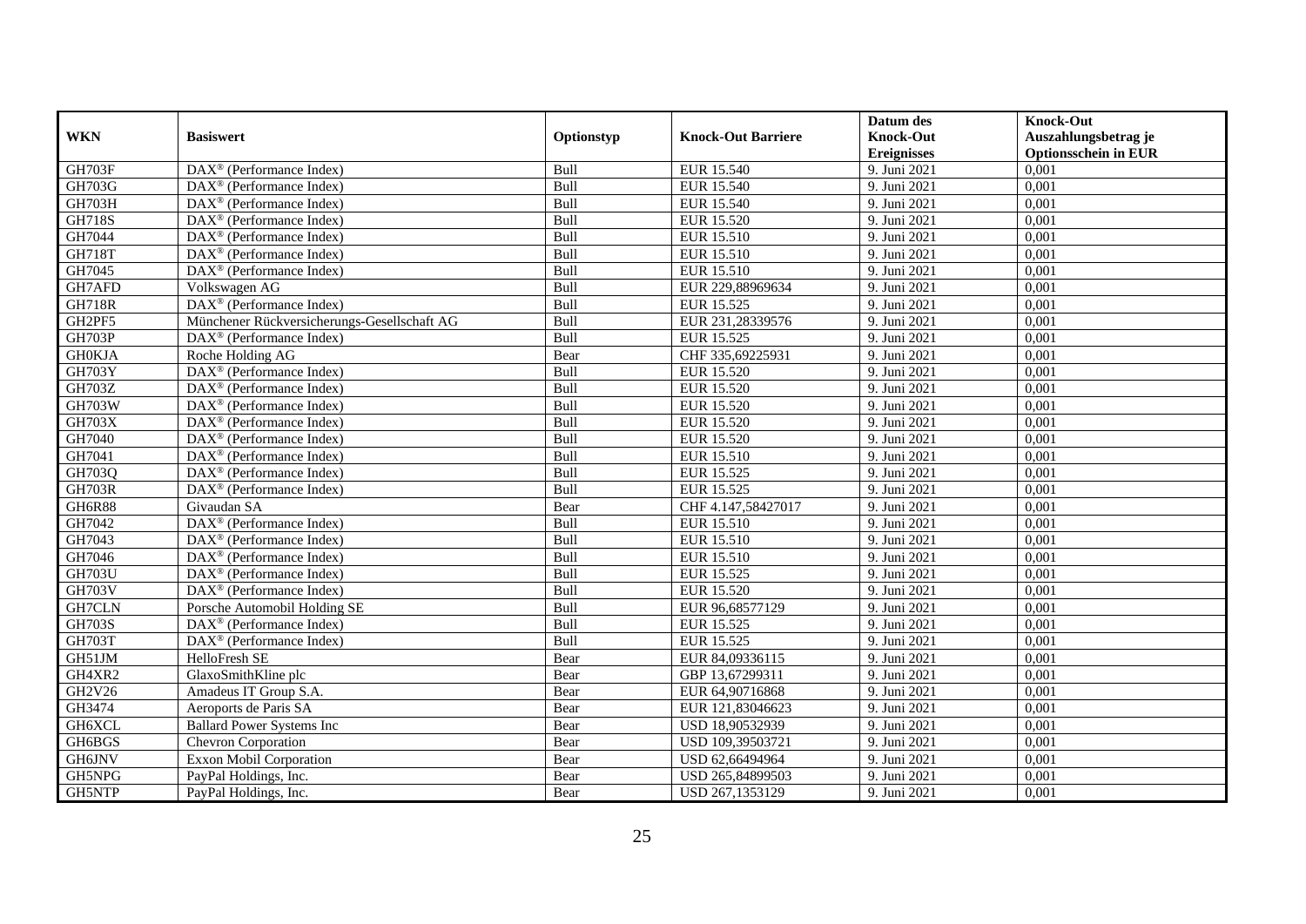| WKN | Basiswert | Optionstyp | Knock-Out Barriere | Datum des Knock-Out Ereignisses | Knock-Out Auszahlungsbetrag je Optionsschein in EUR |
|---|---|---|---|---|---|
| GH703F | DAX® (Performance Index) | Bull | EUR 15.540 | 9. Juni 2021 | 0,001 |
| GH703G | DAX® (Performance Index) | Bull | EUR 15.540 | 9. Juni 2021 | 0,001 |
| GH703H | DAX® (Performance Index) | Bull | EUR 15.540 | 9. Juni 2021 | 0,001 |
| GH718S | DAX® (Performance Index) | Bull | EUR 15.520 | 9. Juni 2021 | 0,001 |
| GH7044 | DAX® (Performance Index) | Bull | EUR 15.510 | 9. Juni 2021 | 0,001 |
| GH718T | DAX® (Performance Index) | Bull | EUR 15.510 | 9. Juni 2021 | 0,001 |
| GH7045 | DAX® (Performance Index) | Bull | EUR 15.510 | 9. Juni 2021 | 0,001 |
| GH7AFD | Volkswagen AG | Bull | EUR 229,88969634 | 9. Juni 2021 | 0,001 |
| GH718R | DAX® (Performance Index) | Bull | EUR 15.525 | 9. Juni 2021 | 0,001 |
| GH2PF5 | Münchener Rückversicherungs-Gesellschaft AG | Bull | EUR 231,28339576 | 9. Juni 2021 | 0,001 |
| GH703P | DAX® (Performance Index) | Bull | EUR 15.525 | 9. Juni 2021 | 0,001 |
| GH0KJA | Roche Holding AG | Bear | CHF 335,69225931 | 9. Juni 2021 | 0,001 |
| GH703Y | DAX® (Performance Index) | Bull | EUR 15.520 | 9. Juni 2021 | 0,001 |
| GH703Z | DAX® (Performance Index) | Bull | EUR 15.520 | 9. Juni 2021 | 0,001 |
| GH703W | DAX® (Performance Index) | Bull | EUR 15.520 | 9. Juni 2021 | 0,001 |
| GH703X | DAX® (Performance Index) | Bull | EUR 15.520 | 9. Juni 2021 | 0,001 |
| GH7040 | DAX® (Performance Index) | Bull | EUR 15.520 | 9. Juni 2021 | 0,001 |
| GH7041 | DAX® (Performance Index) | Bull | EUR 15.510 | 9. Juni 2021 | 0,001 |
| GH703Q | DAX® (Performance Index) | Bull | EUR 15.525 | 9. Juni 2021 | 0,001 |
| GH703R | DAX® (Performance Index) | Bull | EUR 15.525 | 9. Juni 2021 | 0,001 |
| GH6R88 | Givaudan SA | Bear | CHF 4.147,58427017 | 9. Juni 2021 | 0,001 |
| GH7042 | DAX® (Performance Index) | Bull | EUR 15.510 | 9. Juni 2021 | 0,001 |
| GH7043 | DAX® (Performance Index) | Bull | EUR 15.510 | 9. Juni 2021 | 0,001 |
| GH7046 | DAX® (Performance Index) | Bull | EUR 15.510 | 9. Juni 2021 | 0,001 |
| GH703U | DAX® (Performance Index) | Bull | EUR 15.525 | 9. Juni 2021 | 0,001 |
| GH703V | DAX® (Performance Index) | Bull | EUR 15.520 | 9. Juni 2021 | 0,001 |
| GH7CLN | Porsche Automobil Holding SE | Bull | EUR 96,68577129 | 9. Juni 2021 | 0,001 |
| GH703S | DAX® (Performance Index) | Bull | EUR 15.525 | 9. Juni 2021 | 0,001 |
| GH703T | DAX® (Performance Index) | Bull | EUR 15.525 | 9. Juni 2021 | 0,001 |
| GH51JM | HelloFresh SE | Bear | EUR 84,09336115 | 9. Juni 2021 | 0,001 |
| GH4XR2 | GlaxoSmithKline plc | Bear | GBP 13,67299311 | 9. Juni 2021 | 0,001 |
| GH2V26 | Amadeus IT Group S.A. | Bear | EUR 64,90716868 | 9. Juni 2021 | 0,001 |
| GH3474 | Aeroports de Paris SA | Bear | EUR 121,83046623 | 9. Juni 2021 | 0,001 |
| GH6XCL | Ballard Power Systems Inc | Bear | USD 18,90532939 | 9. Juni 2021 | 0,001 |
| GH6BGS | Chevron Corporation | Bear | USD 109,39503721 | 9. Juni 2021 | 0,001 |
| GH6JNV | Exxon Mobil Corporation | Bear | USD 62,66494964 | 9. Juni 2021 | 0,001 |
| GH5NPG | PayPal Holdings, Inc. | Bear | USD 265,84899503 | 9. Juni 2021 | 0,001 |
| GH5NTP | PayPal Holdings, Inc. | Bear | USD 267,1353129 | 9. Juni 2021 | 0,001 |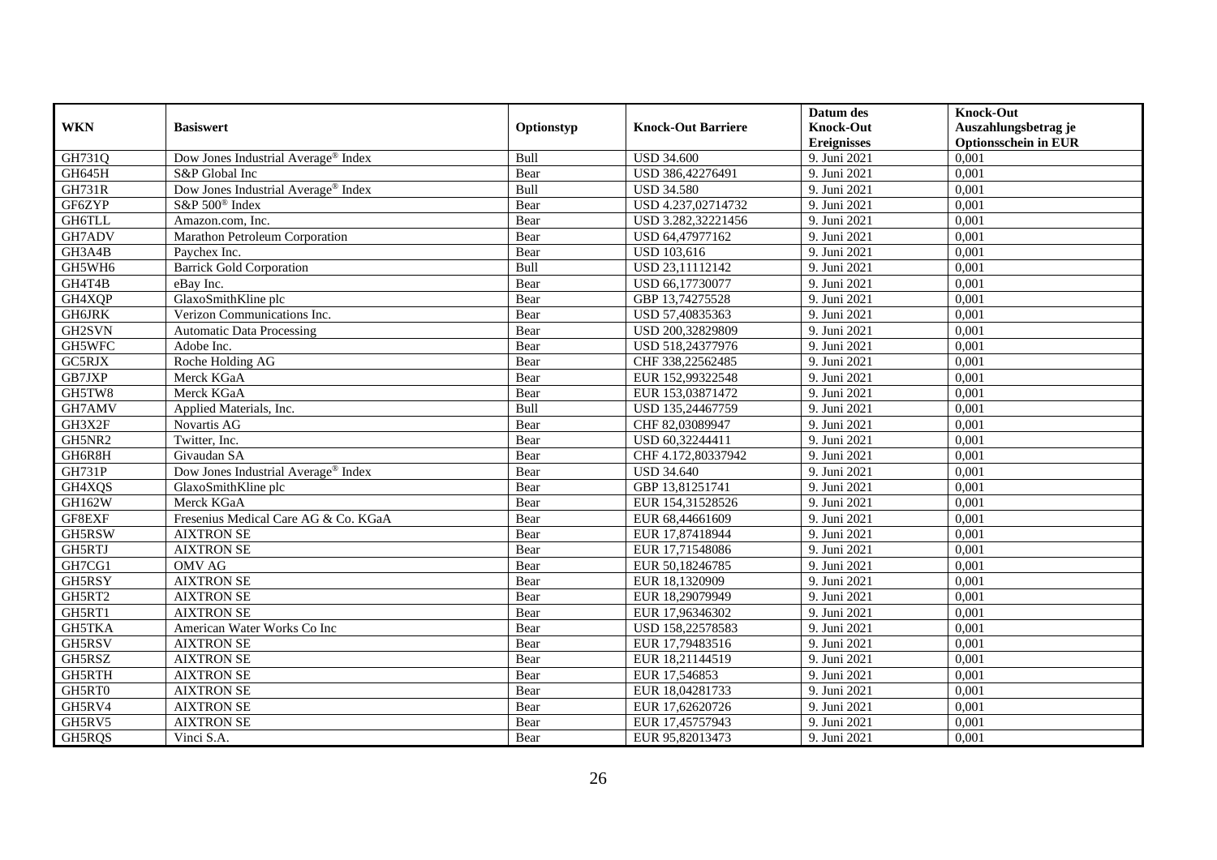| WKN | Basiswert | Optionstyp | Knock-Out Barriere | Datum des Knock-Out Ereignisses | Knock-Out Auszahlungsbetrag je Optionsschein in EUR |
|---|---|---|---|---|---|
| GH731Q | Dow Jones Industrial Average® Index | Bull | USD 34.600 | 9. Juni 2021 | 0,001 |
| GH645H | S&P Global Inc | Bear | USD 386,42276491 | 9. Juni 2021 | 0,001 |
| GH731R | Dow Jones Industrial Average® Index | Bull | USD 34.580 | 9. Juni 2021 | 0,001 |
| GF6ZYP | S&P 500® Index | Bear | USD 4.237,02714732 | 9. Juni 2021 | 0,001 |
| GH6TLL | Amazon.com, Inc. | Bear | USD 3.282,32221456 | 9. Juni 2021 | 0,001 |
| GH7ADV | Marathon Petroleum Corporation | Bear | USD 64,47977162 | 9. Juni 2021 | 0,001 |
| GH3A4B | Paychex Inc. | Bear | USD 103,616 | 9. Juni 2021 | 0,001 |
| GH5WH6 | Barrick Gold Corporation | Bull | USD 23,11112142 | 9. Juni 2021 | 0,001 |
| GH4T4B | eBay Inc. | Bear | USD 66,17730077 | 9. Juni 2021 | 0,001 |
| GH4XQP | GlaxoSmithKline plc | Bear | GBP 13,74275528 | 9. Juni 2021 | 0,001 |
| GH6JRK | Verizon Communications Inc. | Bear | USD 57,40835363 | 9. Juni 2021 | 0,001 |
| GH2SVN | Automatic Data Processing | Bear | USD 200,32829809 | 9. Juni 2021 | 0,001 |
| GH5WFC | Adobe Inc. | Bear | USD 518,24377976 | 9. Juni 2021 | 0,001 |
| GC5RJX | Roche Holding AG | Bear | CHF 338,22562485 | 9. Juni 2021 | 0,001 |
| GB7JXP | Merck KGaA | Bear | EUR 152,99322548 | 9. Juni 2021 | 0,001 |
| GH5TW8 | Merck KGaA | Bear | EUR 153,03871472 | 9. Juni 2021 | 0,001 |
| GH7AMV | Applied Materials, Inc. | Bull | USD 135,24467759 | 9. Juni 2021 | 0,001 |
| GH3X2F | Novartis AG | Bear | CHF 82,03089947 | 9. Juni 2021 | 0,001 |
| GH5NR2 | Twitter, Inc. | Bear | USD 60,32244411 | 9. Juni 2021 | 0,001 |
| GH6R8H | Givaudan SA | Bear | CHF 4.172,80337942 | 9. Juni 2021 | 0,001 |
| GH731P | Dow Jones Industrial Average® Index | Bear | USD 34.640 | 9. Juni 2021 | 0,001 |
| GH4XQS | GlaxoSmithKline plc | Bear | GBP 13,81251741 | 9. Juni 2021 | 0,001 |
| GH162W | Merck KGaA | Bear | EUR 154,31528526 | 9. Juni 2021 | 0,001 |
| GF8EXF | Fresenius Medical Care AG & Co. KGaA | Bear | EUR 68,44661609 | 9. Juni 2021 | 0,001 |
| GH5RSW | AIXTRON SE | Bear | EUR 17,87418944 | 9. Juni 2021 | 0,001 |
| GH5RTJ | AIXTRON SE | Bear | EUR 17,71548086 | 9. Juni 2021 | 0,001 |
| GH7CG1 | OMV AG | Bear | EUR 50,18246785 | 9. Juni 2021 | 0,001 |
| GH5RSY | AIXTRON SE | Bear | EUR 18,1320909 | 9. Juni 2021 | 0,001 |
| GH5RT2 | AIXTRON SE | Bear | EUR 18,29079949 | 9. Juni 2021 | 0,001 |
| GH5RT1 | AIXTRON SE | Bear | EUR 17,96346302 | 9. Juni 2021 | 0,001 |
| GH5TKA | American Water Works Co Inc | Bear | USD 158,22578583 | 9. Juni 2021 | 0,001 |
| GH5RSV | AIXTRON SE | Bear | EUR 17,79483516 | 9. Juni 2021 | 0,001 |
| GH5RSZ | AIXTRON SE | Bear | EUR 18,21144519 | 9. Juni 2021 | 0,001 |
| GH5RTH | AIXTRON SE | Bear | EUR 17,546853 | 9. Juni 2021 | 0,001 |
| GH5RT0 | AIXTRON SE | Bear | EUR 18,04281733 | 9. Juni 2021 | 0,001 |
| GH5RV4 | AIXTRON SE | Bear | EUR 17,62620726 | 9. Juni 2021 | 0,001 |
| GH5RV5 | AIXTRON SE | Bear | EUR 17,45757943 | 9. Juni 2021 | 0,001 |
| GH5RQS | Vinci S.A. | Bear | EUR 95,82013473 | 9. Juni 2021 | 0,001 |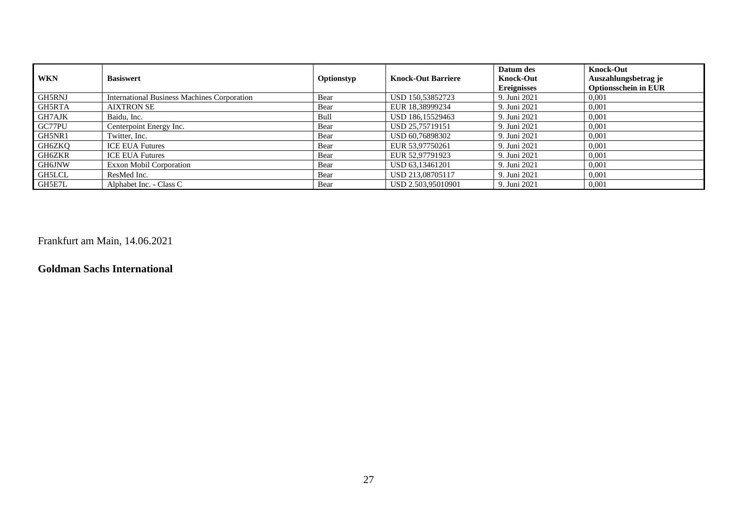| WKN | Basiswert | Optionstyp | Knock-Out Barriere | Datum des Knock-Out Ereignisses | Knock-Out Auszahlungsbetrag je Optionsschein in EUR |
|---|---|---|---|---|---|
| GH5RNJ | International Business Machines Corporation | Bear | USD 150,53852723 | 9. Juni 2021 | 0,001 |
| GH5RTA | AIXTRON SE | Bear | EUR 18,38999234 | 9. Juni 2021 | 0,001 |
| GH7AJK | Baidu, Inc. | Bull | USD 186,15529463 | 9. Juni 2021 | 0,001 |
| GC77PU | Centerpoint Energy Inc. | Bear | USD 25,75719151 | 9. Juni 2021 | 0,001 |
| GH5NR1 | Twitter, Inc. | Bear | USD 60,76898302 | 9. Juni 2021 | 0,001 |
| GH6ZKQ | ICE EUA Futures | Bear | EUR 53,97750261 | 9. Juni 2021 | 0,001 |
| GH6ZKR | ICE EUA Futures | Bear | EUR 52,97791923 | 9. Juni 2021 | 0,001 |
| GH6JNW | Exxon Mobil Corporation | Bear | USD 63,13461201 | 9. Juni 2021 | 0,001 |
| GH5LCL | ResMed Inc. | Bear | USD 213,08705117 | 9. Juni 2021 | 0,001 |
| GH5E7L | Alphabet Inc. - Class C | Bear | USD 2.503,95010901 | 9. Juni 2021 | 0,001 |

Frankfurt am Main, 14.06.2021

**Goldman Sachs International**